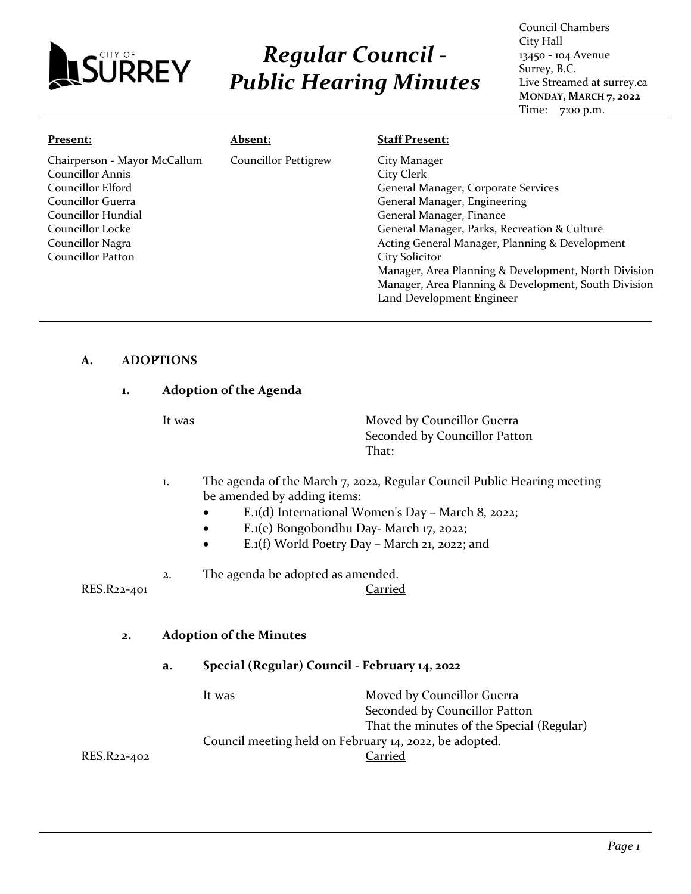# Regular Council - Public Hearing Minutes

Council Chambers
City Hall
13450 - 104 Avenue
Surrey, B.C.
Live Streamed at surrey.ca
**MONDAY, MARCH 7, 2022**
Time: 7:00 p.m.

| **Present:** | **Absent:** | **Staff Present:** |
|---|---|---|
| Chairperson - Mayor McCallum<br>Councillor Annis<br>Councillor Elford<br>Councillor Guerra<br>Councillor Hundial<br>Councillor Locke<br>Councillor Nagra<br>Councillor Patton | Councillor Pettigrew | City Manager<br>City Clerk<br>General Manager, Corporate Services<br>General Manager, Engineering<br>General Manager, Finance<br>General Manager, Parks, Recreation & Culture<br>Acting General Manager, Planning & Development<br>City Solicitor<br>Manager, Area Planning & Development, North Division<br>Manager, Area Planning & Development, South Division<br>Land Development Engineer |

## A. ADOPTIONS

### 1. Adoption of the Agenda

It was

Moved by Councillor Guerra
Seconded by Councillor Patton
That:

1. The agenda of the March 7, 2022, Regular Council Public Hearing meeting be amended by adding items:
   - E.1(d) International Women's Day – March 8, 2022;
   - E.1(e) Bongobondhu Day- March 17, 2022;
   - E.1(f) World Poetry Day – March 21, 2022; and
2. The agenda be adopted as amended.

RES.R22-401 Carried

### 2. Adoption of the Minutes

#### a. Special (Regular) Council - February 14, 2022

It was

Moved by Councillor Guerra
Seconded by Councillor Patton
That the minutes of the Special (Regular) Council meeting held on February 14, 2022, be adopted.

RES.R22-402 Carried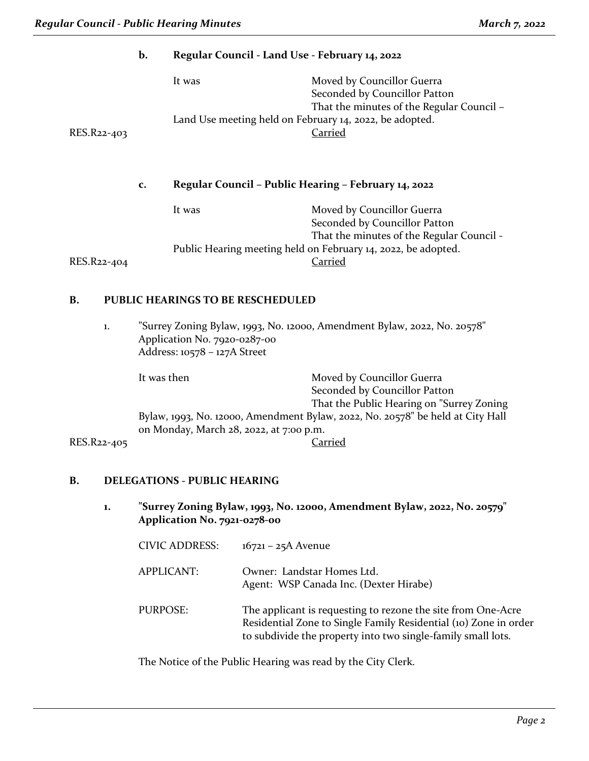### b. Regular Council - Land Use - February 14, 2022

It was Moved by Councillor Guerra
Seconded by Councillor Patton
That the minutes of the Regular Council – Land Use meeting held on February 14, 2022, be adopted.

RES.R22-403 Carried

### c. Regular Council – Public Hearing – February 14, 2022

It was Moved by Councillor Guerra
Seconded by Councillor Patton
That the minutes of the Regular Council - Public Hearing meeting held on February 14, 2022, be adopted.

RES.R22-404 Carried

## B. PUBLIC HEARINGS TO BE RESCHEDULED

1. "Surrey Zoning Bylaw, 1993, No. 12000, Amendment Bylaw, 2022, No. 20578"
   Application No. 7920-0287-00
   Address: 10578 – 127A Street

It was then Moved by Councillor Guerra
Seconded by Councillor Patton
That the Public Hearing on "Surrey Zoning Bylaw, 1993, No. 12000, Amendment Bylaw, 2022, No. 20578" be held at City Hall on Monday, March 28, 2022, at 7:00 p.m.

RES.R22-405 Carried

## B. DELEGATIONS - PUBLIC HEARING

### 1. "Surrey Zoning Bylaw, 1993, No. 12000, Amendment Bylaw, 2022, No. 20579" Application No. 7921-0278-00

CIVIC ADDRESS: 16721 – 25A Avenue

APPLICANT: Owner: Landstar Homes Ltd.
Agent: WSP Canada Inc. (Dexter Hirabe)

PURPOSE: The applicant is requesting to rezone the site from One-Acre Residential Zone to Single Family Residential (10) Zone in order to subdivide the property into two single-family small lots.

The Notice of the Public Hearing was read by the City Clerk.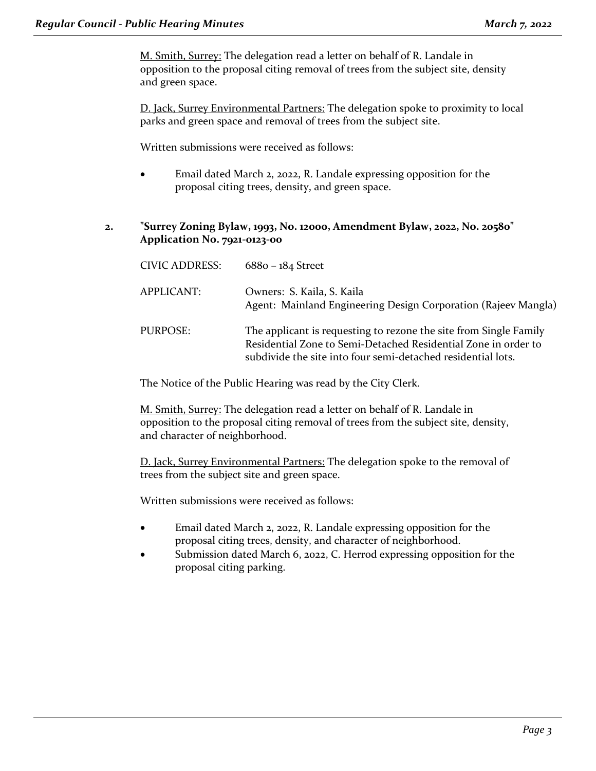M. Smith, Surrey: The delegation read a letter on behalf of R. Landale in opposition to the proposal citing removal of trees from the subject site, density and green space.

D. Jack, Surrey Environmental Partners: The delegation spoke to proximity to local parks and green space and removal of trees from the subject site.

Written submissions were received as follows:

- Email dated March 2, 2022, R. Landale expressing opposition for the proposal citing trees, density, and green space.

**2. "Surrey Zoning Bylaw, 1993, No. 12000, Amendment Bylaw, 2022, No. 20580" Application No. 7921-0123-00**

| | |
|---|---|
| CIVIC ADDRESS: | 6880 – 184 Street |
| APPLICANT: | Owners: S. Kaila, S. Kaila<br>Agent: Mainland Engineering Design Corporation (Rajeev Mangla) |
| PURPOSE: | The applicant is requesting to rezone the site from Single Family Residential Zone to Semi-Detached Residential Zone in order to subdivide the site into four semi-detached residential lots. |

The Notice of the Public Hearing was read by the City Clerk.

M. Smith, Surrey: The delegation read a letter on behalf of R. Landale in opposition to the proposal citing removal of trees from the subject site, density, and character of neighborhood.

D. Jack, Surrey Environmental Partners: The delegation spoke to the removal of trees from the subject site and green space.

Written submissions were received as follows:

- Email dated March 2, 2022, R. Landale expressing opposition for the proposal citing trees, density, and character of neighborhood.
- Submission dated March 6, 2022, C. Herrod expressing opposition for the proposal citing parking.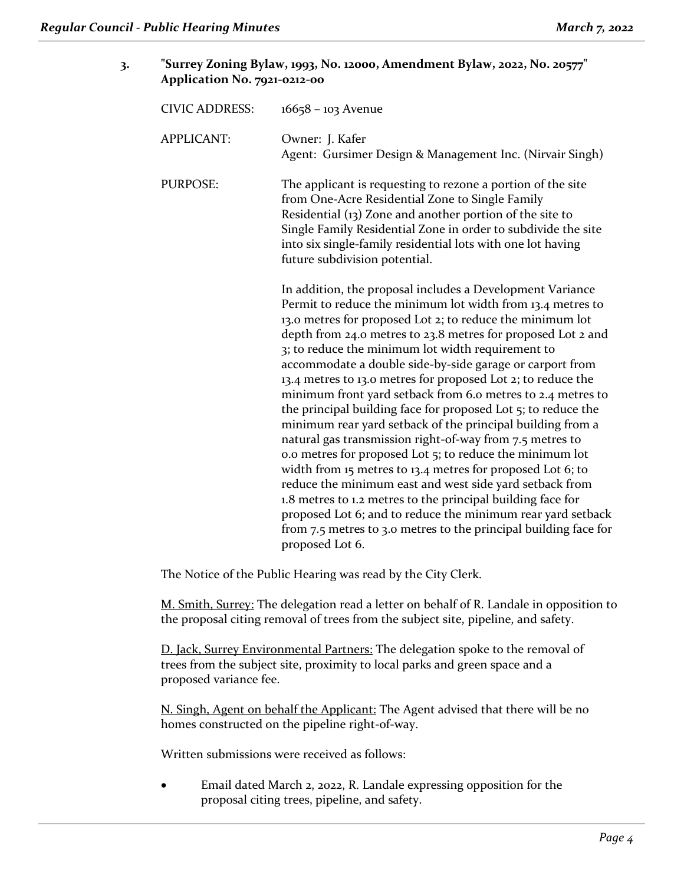### 3. "Surrey Zoning Bylaw, 1993, No. 12000, Amendment Bylaw, 2022, No. 20577" Application No. 7921-0212-00

CIVIC ADDRESS: 16658 – 103 Avenue

APPLICANT: Owner: J. Kafer
Agent: Gursimer Design & Management Inc. (Nirvair Singh)

PURPOSE: The applicant is requesting to rezone a portion of the site from One-Acre Residential Zone to Single Family Residential (13) Zone and another portion of the site to Single Family Residential Zone in order to subdivide the site into six single-family residential lots with one lot having future subdivision potential.

In addition, the proposal includes a Development Variance Permit to reduce the minimum lot width from 13.4 metres to 13.0 metres for proposed Lot 2; to reduce the minimum lot depth from 24.0 metres to 23.8 metres for proposed Lot 2 and 3; to reduce the minimum lot width requirement to accommodate a double side-by-side garage or carport from 13.4 metres to 13.0 metres for proposed Lot 2; to reduce the minimum front yard setback from 6.0 metres to 2.4 metres to the principal building face for proposed Lot 5; to reduce the minimum rear yard setback of the principal building from a natural gas transmission right-of-way from 7.5 metres to 0.0 metres for proposed Lot 5; to reduce the minimum lot width from 15 metres to 13.4 metres for proposed Lot 6; to reduce the minimum east and west side yard setback from 1.8 metres to 1.2 metres to the principal building face for proposed Lot 6; and to reduce the minimum rear yard setback from 7.5 metres to 3.0 metres to the principal building face for proposed Lot 6.

The Notice of the Public Hearing was read by the City Clerk.

M. Smith, Surrey: The delegation read a letter on behalf of R. Landale in opposition to the proposal citing removal of trees from the subject site, pipeline, and safety.

D. Jack, Surrey Environmental Partners: The delegation spoke to the removal of trees from the subject site, proximity to local parks and green space and a proposed variance fee.

N. Singh, Agent on behalf the Applicant: The Agent advised that there will be no homes constructed on the pipeline right-of-way.

Written submissions were received as follows:

- Email dated March 2, 2022, R. Landale expressing opposition for the proposal citing trees, pipeline, and safety.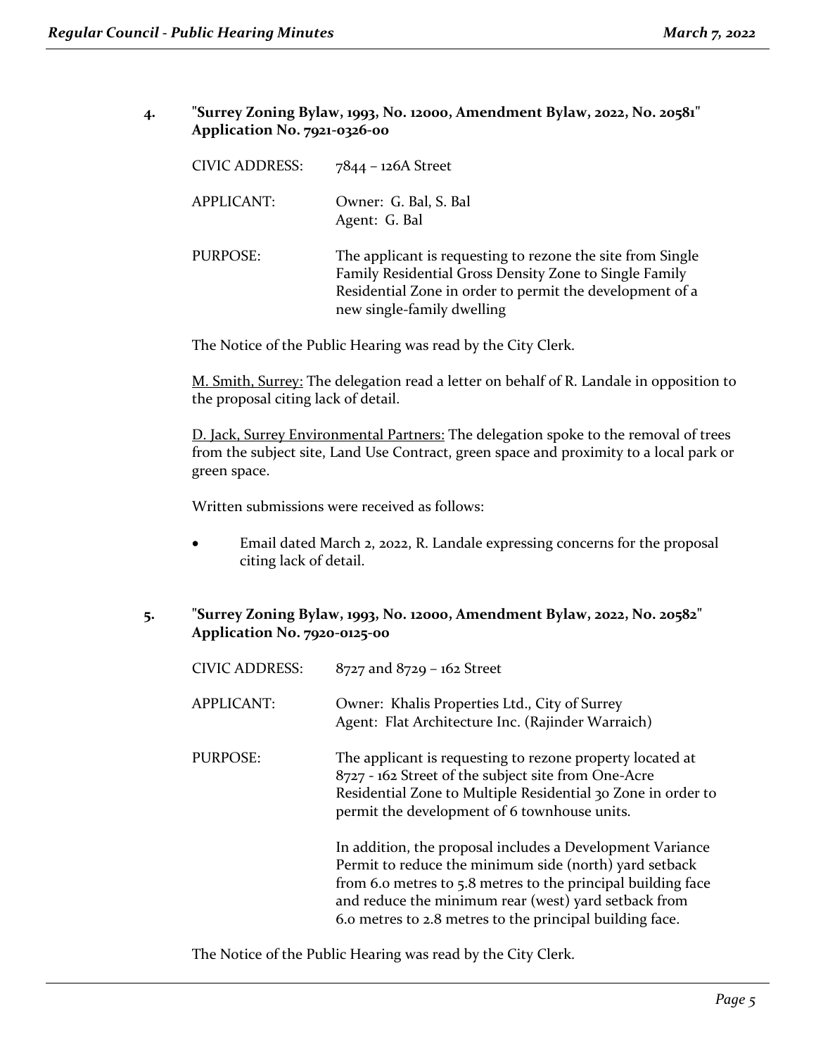**4. "Surrey Zoning Bylaw, 1993, No. 12000, Amendment Bylaw, 2022, No. 20581" Application No. 7921-0326-00**

| | |
|---|---|
| CIVIC ADDRESS: | 7844 – 126A Street |
| APPLICANT: | Owner: G. Bal, S. Bal<br>Agent: G. Bal |
| PURPOSE: | The applicant is requesting to rezone the site from Single Family Residential Gross Density Zone to Single Family Residential Zone in order to permit the development of a new single-family dwelling |

The Notice of the Public Hearing was read by the City Clerk.

M. Smith, Surrey: The delegation read a letter on behalf of R. Landale in opposition to the proposal citing lack of detail.

D. Jack, Surrey Environmental Partners: The delegation spoke to the removal of trees from the subject site, Land Use Contract, green space and proximity to a local park or green space.

Written submissions were received as follows:

- Email dated March 2, 2022, R. Landale expressing concerns for the proposal citing lack of detail.

**5. "Surrey Zoning Bylaw, 1993, No. 12000, Amendment Bylaw, 2022, No. 20582" Application No. 7920-0125-00**

| | |
|---|---|
| CIVIC ADDRESS: | 8727 and 8729 – 162 Street |
| APPLICANT: | Owner: Khalis Properties Ltd., City of Surrey<br>Agent: Flat Architecture Inc. (Rajinder Warraich) |
| PURPOSE: | The applicant is requesting to rezone property located at 8727 - 162 Street of the subject site from One-Acre Residential Zone to Multiple Residential 30 Zone in order to permit the development of 6 townhouse units.<br><br>In addition, the proposal includes a Development Variance Permit to reduce the minimum side (north) yard setback from 6.0 metres to 5.8 metres to the principal building face and reduce the minimum rear (west) yard setback from 6.0 metres to 2.8 metres to the principal building face. |

The Notice of the Public Hearing was read by the City Clerk.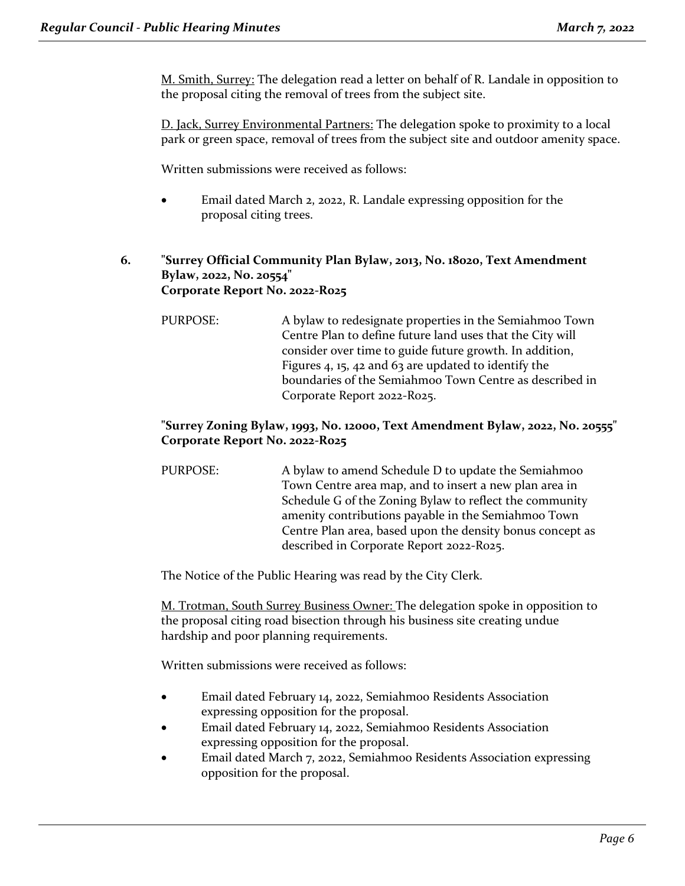M. Smith, Surrey: The delegation read a letter on behalf of R. Landale in opposition to the proposal citing the removal of trees from the subject site.

D. Jack, Surrey Environmental Partners: The delegation spoke to proximity to a local park or green space, removal of trees from the subject site and outdoor amenity space.

Written submissions were received as follows:

- Email dated March 2, 2022, R. Landale expressing opposition for the proposal citing trees.

**6. "Surrey Official Community Plan Bylaw, 2013, No. 18020, Text Amendment Bylaw, 2022, No. 20554"**
**Corporate Report No. 2022-R025**

PURPOSE: A bylaw to redesignate properties in the Semiahmoo Town Centre Plan to define future land uses that the City will consider over time to guide future growth. In addition, Figures 4, 15, 42 and 63 are updated to identify the boundaries of the Semiahmoo Town Centre as described in Corporate Report 2022-R025.

**"Surrey Zoning Bylaw, 1993, No. 12000, Text Amendment Bylaw, 2022, No. 20555"**
**Corporate Report No. 2022-R025**

PURPOSE: A bylaw to amend Schedule D to update the Semiahmoo Town Centre area map, and to insert a new plan area in Schedule G of the Zoning Bylaw to reflect the community amenity contributions payable in the Semiahmoo Town Centre Plan area, based upon the density bonus concept as described in Corporate Report 2022-R025.

The Notice of the Public Hearing was read by the City Clerk.

M. Trotman, South Surrey Business Owner: The delegation spoke in opposition to the proposal citing road bisection through his business site creating undue hardship and poor planning requirements.

Written submissions were received as follows:

- Email dated February 14, 2022, Semiahmoo Residents Association expressing opposition for the proposal.
- Email dated February 14, 2022, Semiahmoo Residents Association expressing opposition for the proposal.
- Email dated March 7, 2022, Semiahmoo Residents Association expressing opposition for the proposal.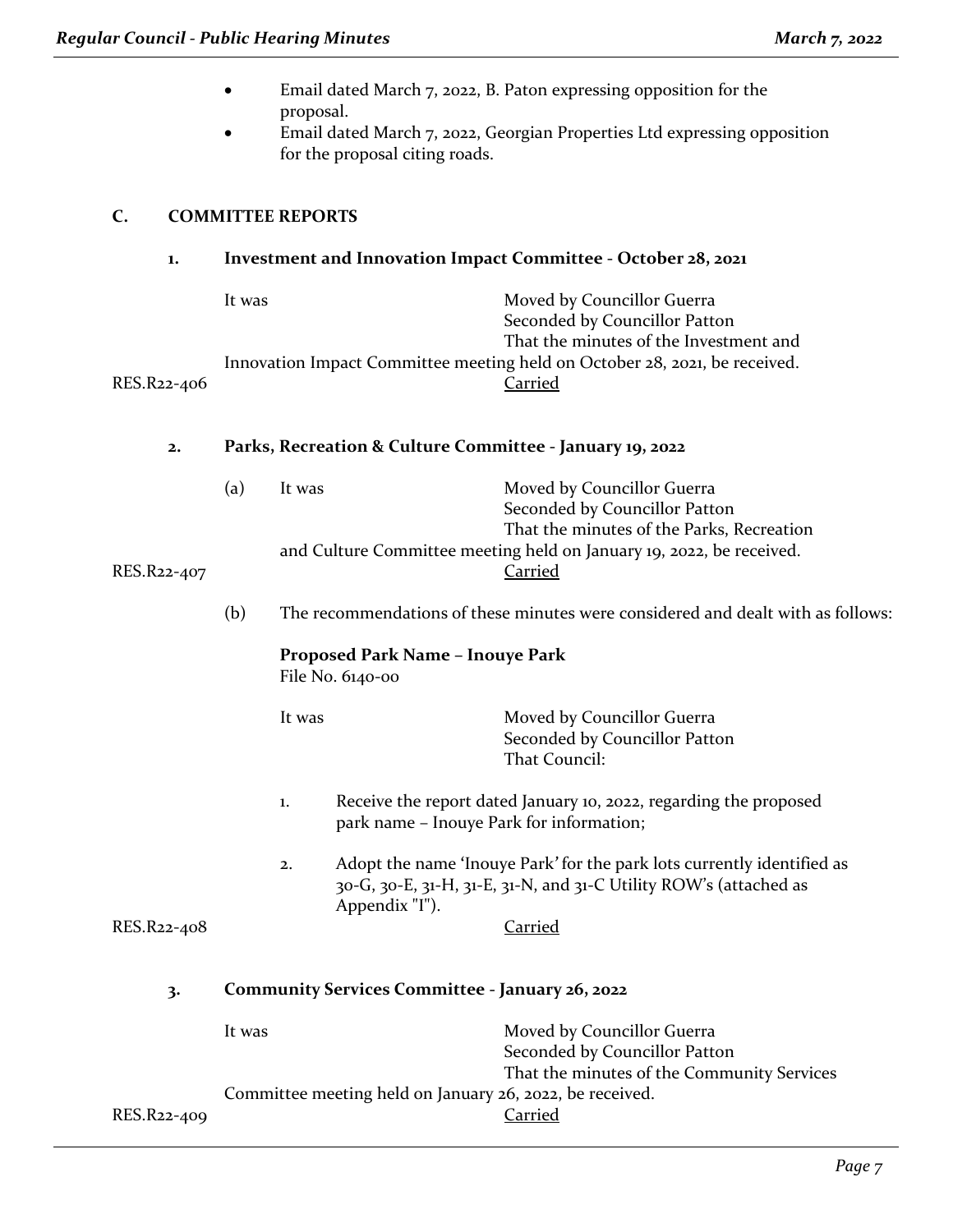- Email dated March 7, 2022, B. Paton expressing opposition for the proposal.
- Email dated March 7, 2022, Georgian Properties Ltd expressing opposition for the proposal citing roads.

## C. COMMITTEE REPORTS

### 1. Investment and Innovation Impact Committee - October 28, 2021

It was Moved by Councillor Guerra
Seconded by Councillor Patton
That the minutes of the Investment and Innovation Impact Committee meeting held on October 28, 2021, be received.

RES.R22-406 Carried

### 2. Parks, Recreation & Culture Committee - January 19, 2022

(a) It was Moved by Councillor Guerra
Seconded by Councillor Patton
That the minutes of the Parks, Recreation and Culture Committee meeting held on January 19, 2022, be received.

RES.R22-407 Carried

(b) The recommendations of these minutes were considered and dealt with as follows:

**Proposed Park Name – Inouye Park**
File No. 6140-00

It was Moved by Councillor Guerra
Seconded by Councillor Patton
That Council:

1. Receive the report dated January 10, 2022, regarding the proposed park name – Inouye Park for information;
2. Adopt the name 'Inouye Park' for the park lots currently identified as 30-G, 30-E, 31-H, 31-E, 31-N, and 31-C Utility ROW's (attached as Appendix "I").

RES.R22-408 Carried

### 3. Community Services Committee - January 26, 2022

It was Moved by Councillor Guerra
Seconded by Councillor Patton
That the minutes of the Community Services Committee meeting held on January 26, 2022, be received.

RES.R22-409 Carried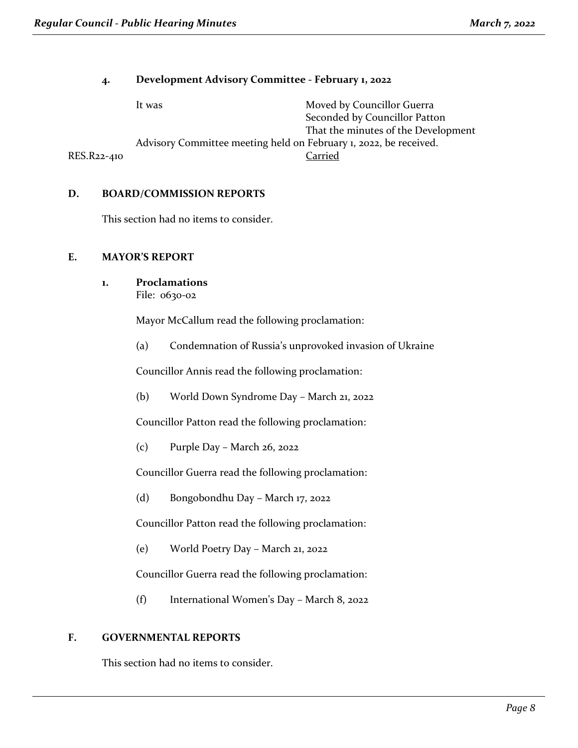### 4. Development Advisory Committee - February 1, 2022

It was Moved by Councillor Guerra
Seconded by Councillor Patton
That the minutes of the Development Advisory Committee meeting held on February 1, 2022, be received.

RES.R22-410 Carried

## D. BOARD/COMMISSION REPORTS

This section had no items to consider.

## E. MAYOR'S REPORT

### 1. Proclamations

File: 0630-02

Mayor McCallum read the following proclamation:

(a) Condemnation of Russia's unprovoked invasion of Ukraine

Councillor Annis read the following proclamation:

(b) World Down Syndrome Day – March 21, 2022

Councillor Patton read the following proclamation:

(c) Purple Day – March 26, 2022

Councillor Guerra read the following proclamation:

(d) Bongobondhu Day – March 17, 2022

Councillor Patton read the following proclamation:

(e) World Poetry Day – March 21, 2022

Councillor Guerra read the following proclamation:

(f) International Women's Day – March 8, 2022

## F. GOVERNMENTAL REPORTS

This section had no items to consider.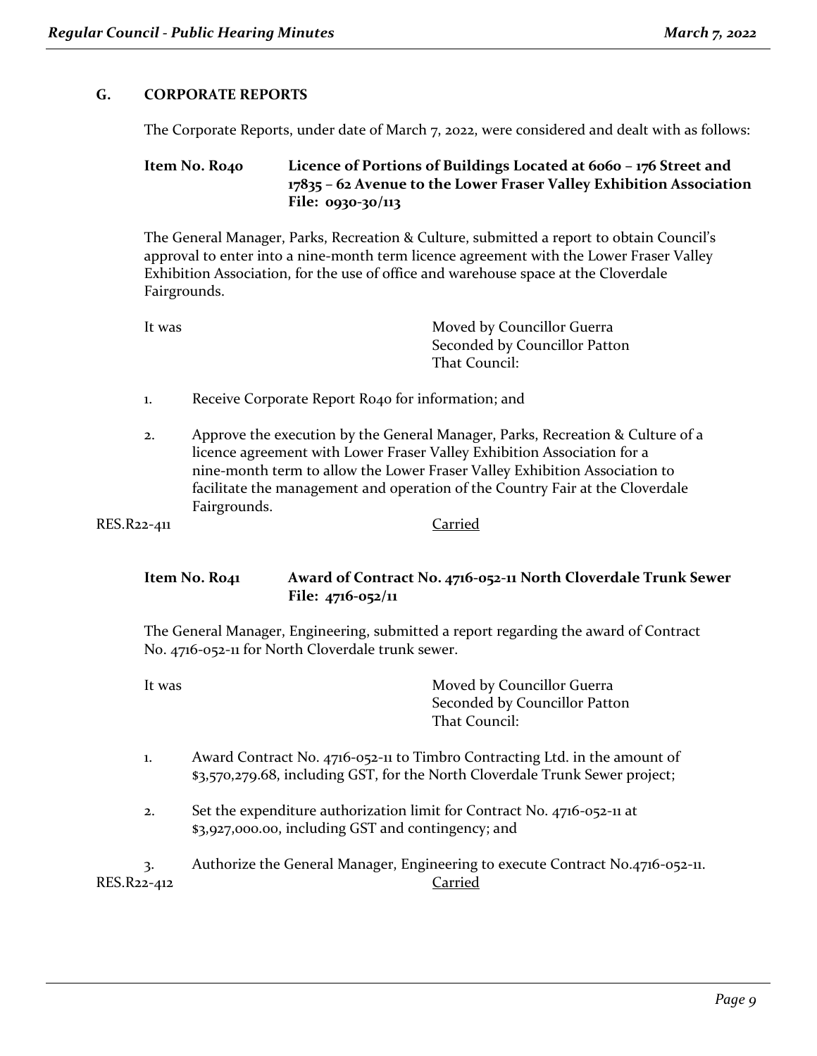## G. CORPORATE REPORTS

The Corporate Reports, under date of March 7, 2022, were considered and dealt with as follows:

### Item No. R040 Licence of Portions of Buildings Located at 6060 – 176 Street and 17835 – 62 Avenue to the Lower Fraser Valley Exhibition Association File: 0930-30/113

The General Manager, Parks, Recreation & Culture, submitted a report to obtain Council's approval to enter into a nine-month term licence agreement with the Lower Fraser Valley Exhibition Association, for the use of office and warehouse space at the Cloverdale Fairgrounds.

It was Moved by Councillor Guerra
Seconded by Councillor Patton
That Council:

1. Receive Corporate Report R040 for information; and

2. Approve the execution by the General Manager, Parks, Recreation & Culture of a licence agreement with Lower Fraser Valley Exhibition Association for a nine-month term to allow the Lower Fraser Valley Exhibition Association to facilitate the management and operation of the Country Fair at the Cloverdale Fairgrounds.

RES.R22-411 Carried

### Item No. R041 Award of Contract No. 4716-052-11 North Cloverdale Trunk Sewer File: 4716-052/11

The General Manager, Engineering, submitted a report regarding the award of Contract No. 4716-052-11 for North Cloverdale trunk sewer.

It was Moved by Councillor Guerra
Seconded by Councillor Patton
That Council:

1. Award Contract No. 4716-052-11 to Timbro Contracting Ltd. in the amount of $3,570,279.68, including GST, for the North Cloverdale Trunk Sewer project;

2. Set the expenditure authorization limit for Contract No. 4716-052-11 at $3,927,000.00, including GST and contingency; and

3. Authorize the General Manager, Engineering to execute Contract No.4716-052-11.

RES.R22-412 Carried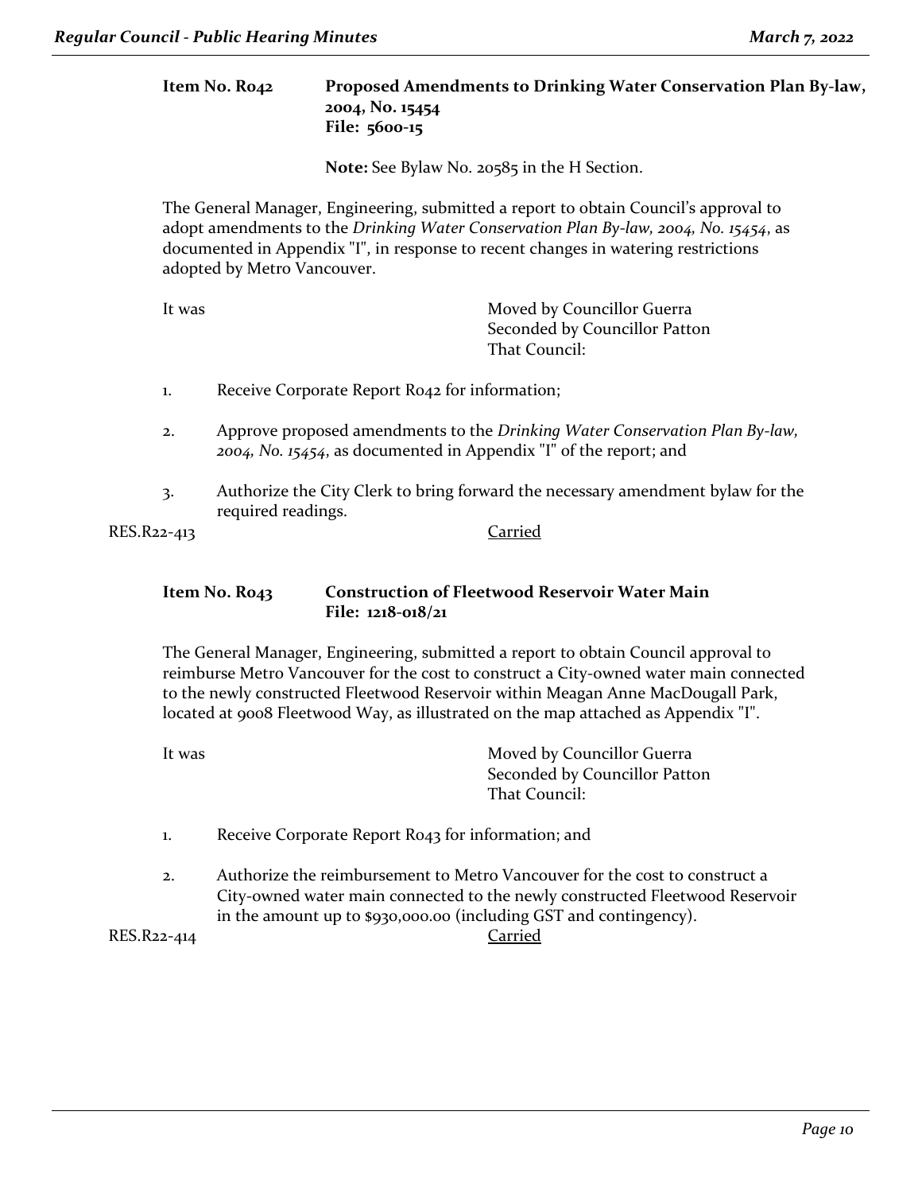**Item No. R042 Proposed Amendments to Drinking Water Conservation Plan By-law, 2004, No. 15454**
**File: 5600-15**

**Note:** See Bylaw No. 20585 in the H Section.

The General Manager, Engineering, submitted a report to obtain Council's approval to adopt amendments to the *Drinking Water Conservation Plan By-law, 2004, No. 15454*, as documented in Appendix "I", in response to recent changes in watering restrictions adopted by Metro Vancouver.

It was Moved by Councillor Guerra
Seconded by Councillor Patton
That Council:

1. Receive Corporate Report R042 for information;

2. Approve proposed amendments to the *Drinking Water Conservation Plan By-law, 2004, No. 15454*, as documented in Appendix "I" of the report; and

3. Authorize the City Clerk to bring forward the necessary amendment bylaw for the required readings.

RES.R22-413 Carried

**Item No. R043 Construction of Fleetwood Reservoir Water Main**
**File: 1218-018/21**

The General Manager, Engineering, submitted a report to obtain Council approval to reimburse Metro Vancouver for the cost to construct a City-owned water main connected to the newly constructed Fleetwood Reservoir within Meagan Anne MacDougall Park, located at 9008 Fleetwood Way, as illustrated on the map attached as Appendix "I".

It was Moved by Councillor Guerra
Seconded by Councillor Patton
That Council:

1. Receive Corporate Report R043 for information; and

2. Authorize the reimbursement to Metro Vancouver for the cost to construct a City-owned water main connected to the newly constructed Fleetwood Reservoir in the amount up to $930,000.00 (including GST and contingency).

RES.R22-414 Carried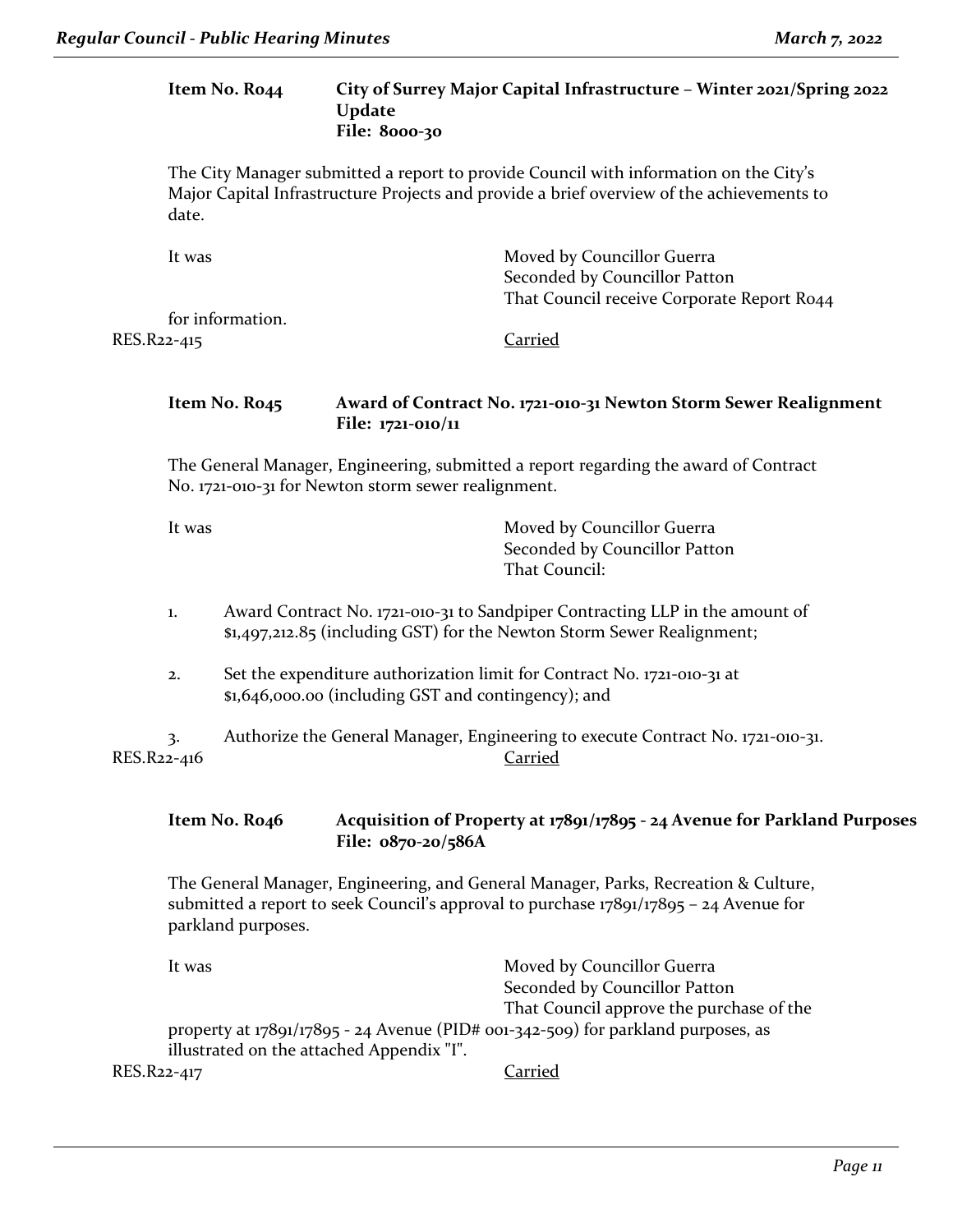**Item No. R044 City of Surrey Major Capital Infrastructure – Winter 2021/Spring 2022 Update**
**File: 8000-30**

The City Manager submitted a report to provide Council with information on the City's Major Capital Infrastructure Projects and provide a brief overview of the achievements to date.

It was Moved by Councillor Guerra
Seconded by Councillor Patton
That Council receive Corporate Report R044 for information.

RES.R22-415 Carried

**Item No. R045 Award of Contract No. 1721-010-31 Newton Storm Sewer Realignment**
**File: 1721-010/11**

The General Manager, Engineering, submitted a report regarding the award of Contract No. 1721-010-31 for Newton storm sewer realignment.

It was Moved by Councillor Guerra
Seconded by Councillor Patton
That Council:

1. Award Contract No. 1721-010-31 to Sandpiper Contracting LLP in the amount of $1,497,212.85 (including GST) for the Newton Storm Sewer Realignment;

2. Set the expenditure authorization limit for Contract No. 1721-010-31 at $1,646,000.00 (including GST and contingency); and

3. Authorize the General Manager, Engineering to execute Contract No. 1721-010-31.

RES.R22-416 Carried

**Item No. R046 Acquisition of Property at 17891/17895 - 24 Avenue for Parkland Purposes**
**File: 0870-20/586A**

The General Manager, Engineering, and General Manager, Parks, Recreation & Culture, submitted a report to seek Council's approval to purchase 17891/17895 – 24 Avenue for parkland purposes.

It was Moved by Councillor Guerra
Seconded by Councillor Patton
That Council approve the purchase of the property at 17891/17895 - 24 Avenue (PID# 001-342-509) for parkland purposes, as illustrated on the attached Appendix "I".

RES.R22-417 Carried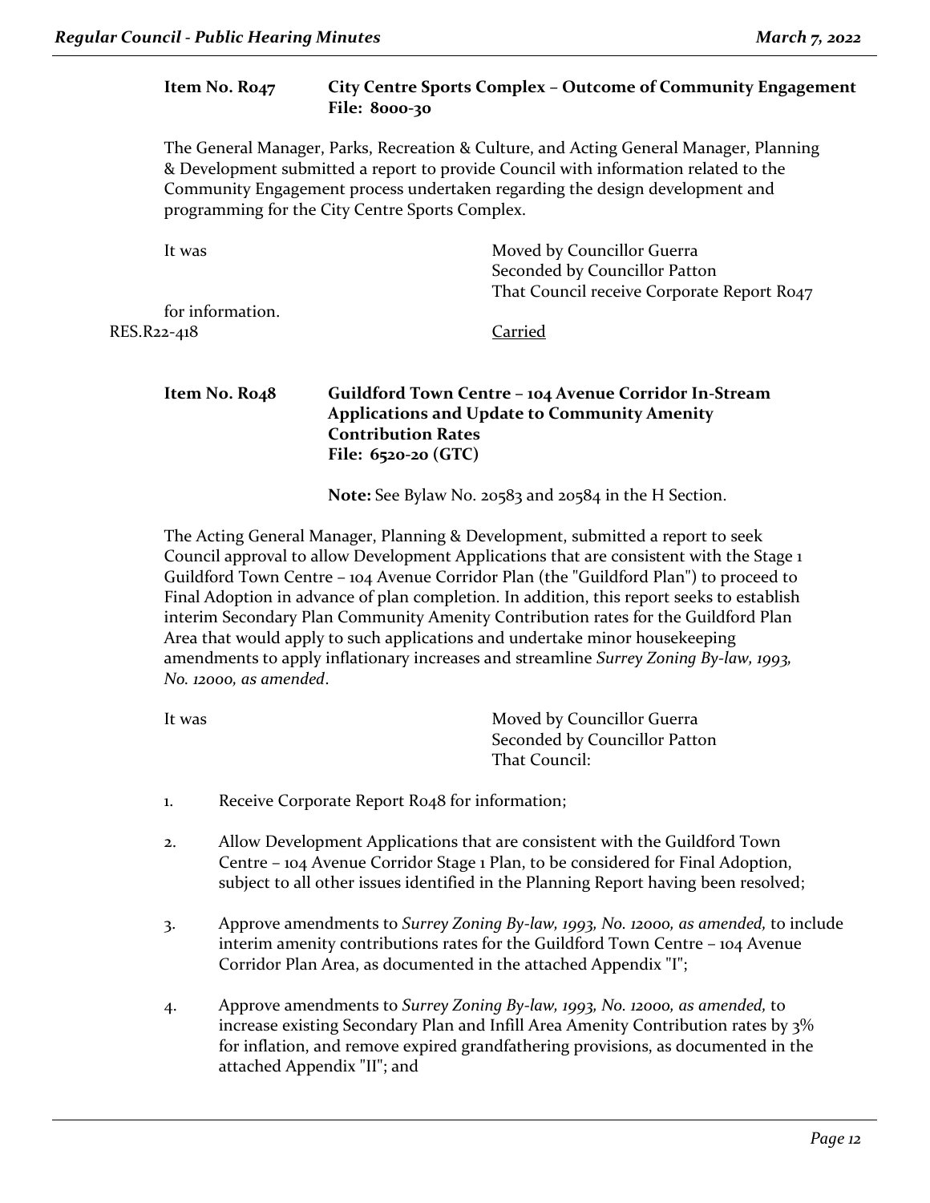**Item No. R047 City Centre Sports Complex – Outcome of Community Engagement**
**File: 8000-30**

The General Manager, Parks, Recreation & Culture, and Acting General Manager, Planning & Development submitted a report to provide Council with information related to the Community Engagement process undertaken regarding the design development and programming for the City Centre Sports Complex.

It was Moved by Councillor Guerra
Seconded by Councillor Patton
That Council receive Corporate Report R047 for information.

RES.R22-418 Carried

**Item No. R048 Guildford Town Centre – 104 Avenue Corridor In-Stream Applications and Update to Community Amenity Contribution Rates**
**File: 6520-20 (GTC)**

**Note:** See Bylaw No. 20583 and 20584 in the H Section.

The Acting General Manager, Planning & Development, submitted a report to seek Council approval to allow Development Applications that are consistent with the Stage 1 Guildford Town Centre – 104 Avenue Corridor Plan (the "Guildford Plan") to proceed to Final Adoption in advance of plan completion. In addition, this report seeks to establish interim Secondary Plan Community Amenity Contribution rates for the Guildford Plan Area that would apply to such applications and undertake minor housekeeping amendments to apply inflationary increases and streamline *Surrey Zoning By-law, 1993, No. 12000, as amended*.

It was Moved by Councillor Guerra
Seconded by Councillor Patton
That Council:

1. Receive Corporate Report R048 for information;

2. Allow Development Applications that are consistent with the Guildford Town Centre – 104 Avenue Corridor Stage 1 Plan, to be considered for Final Adoption, subject to all other issues identified in the Planning Report having been resolved;

3. Approve amendments to *Surrey Zoning By-law, 1993, No. 12000, as amended,* to include interim amenity contributions rates for the Guildford Town Centre – 104 Avenue Corridor Plan Area, as documented in the attached Appendix "I";

4. Approve amendments to *Surrey Zoning By-law, 1993, No. 12000, as amended,* to increase existing Secondary Plan and Infill Area Amenity Contribution rates by 3% for inflation, and remove expired grandfathering provisions, as documented in the attached Appendix "II"; and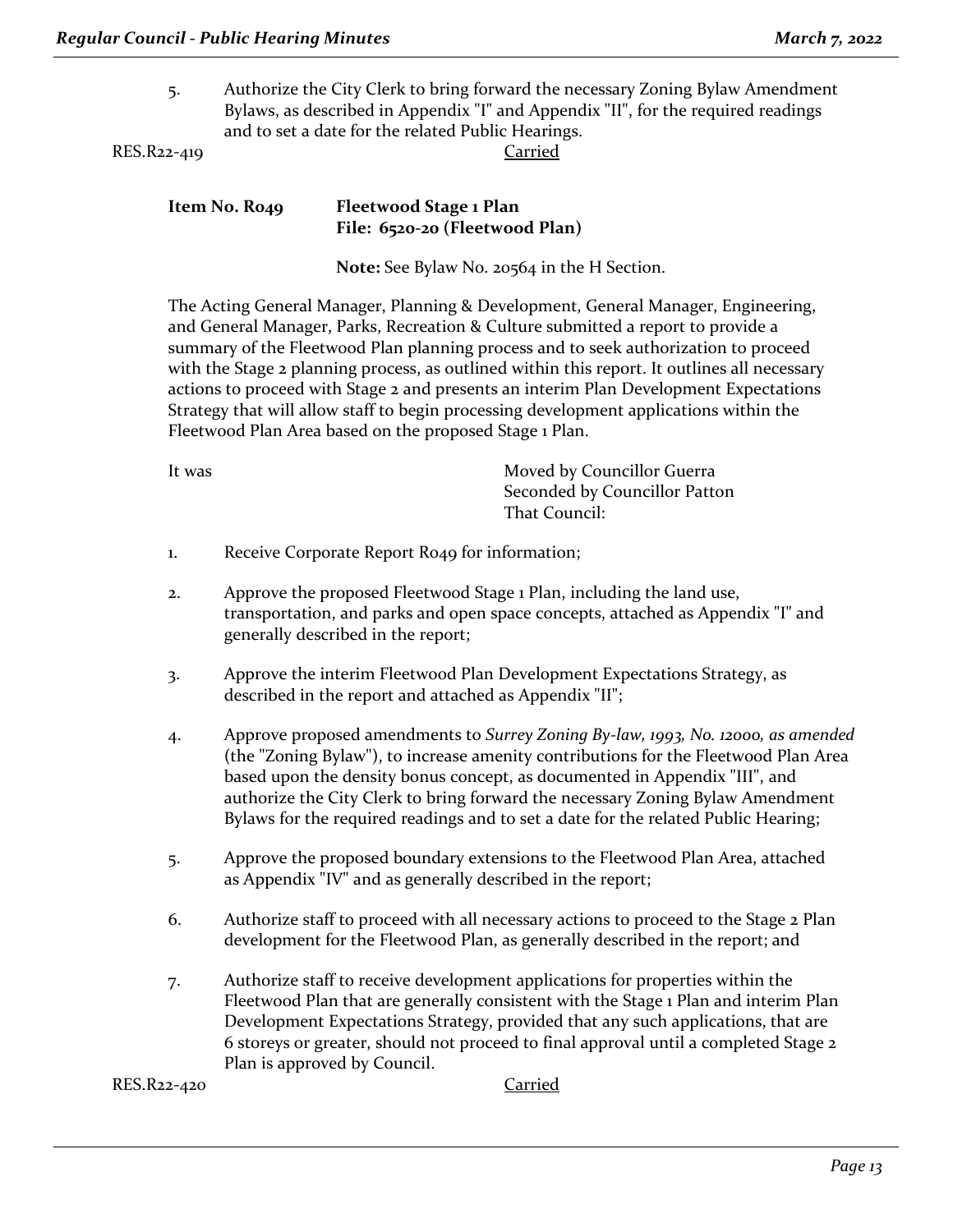5. Authorize the City Clerk to bring forward the necessary Zoning Bylaw Amendment Bylaws, as described in Appendix "I" and Appendix "II", for the required readings and to set a date for the related Public Hearings.

RES.R22-419 Carried

**Item No. R049 Fleetwood Stage 1 Plan**
**File: 6520-20 (Fleetwood Plan)**

**Note:** See Bylaw No. 20564 in the H Section.

The Acting General Manager, Planning & Development, General Manager, Engineering, and General Manager, Parks, Recreation & Culture submitted a report to provide a summary of the Fleetwood Plan planning process and to seek authorization to proceed with the Stage 2 planning process, as outlined within this report. It outlines all necessary actions to proceed with Stage 2 and presents an interim Plan Development Expectations Strategy that will allow staff to begin processing development applications within the Fleetwood Plan Area based on the proposed Stage 1 Plan.

It was Moved by Councillor Guerra
Seconded by Councillor Patton
That Council:

1. Receive Corporate Report R049 for information;

2. Approve the proposed Fleetwood Stage 1 Plan, including the land use, transportation, and parks and open space concepts, attached as Appendix "I" and generally described in the report;

3. Approve the interim Fleetwood Plan Development Expectations Strategy, as described in the report and attached as Appendix "II";

4. Approve proposed amendments to *Surrey Zoning By-law, 1993, No. 12000, as amended* (the "Zoning Bylaw"), to increase amenity contributions for the Fleetwood Plan Area based upon the density bonus concept, as documented in Appendix "III", and authorize the City Clerk to bring forward the necessary Zoning Bylaw Amendment Bylaws for the required readings and to set a date for the related Public Hearing;

5. Approve the proposed boundary extensions to the Fleetwood Plan Area, attached as Appendix "IV" and as generally described in the report;

6. Authorize staff to proceed with all necessary actions to proceed to the Stage 2 Plan development for the Fleetwood Plan, as generally described in the report; and

7. Authorize staff to receive development applications for properties within the Fleetwood Plan that are generally consistent with the Stage 1 Plan and interim Plan Development Expectations Strategy, provided that any such applications, that are 6 storeys or greater, should not proceed to final approval until a completed Stage 2 Plan is approved by Council.

RES.R22-420 Carried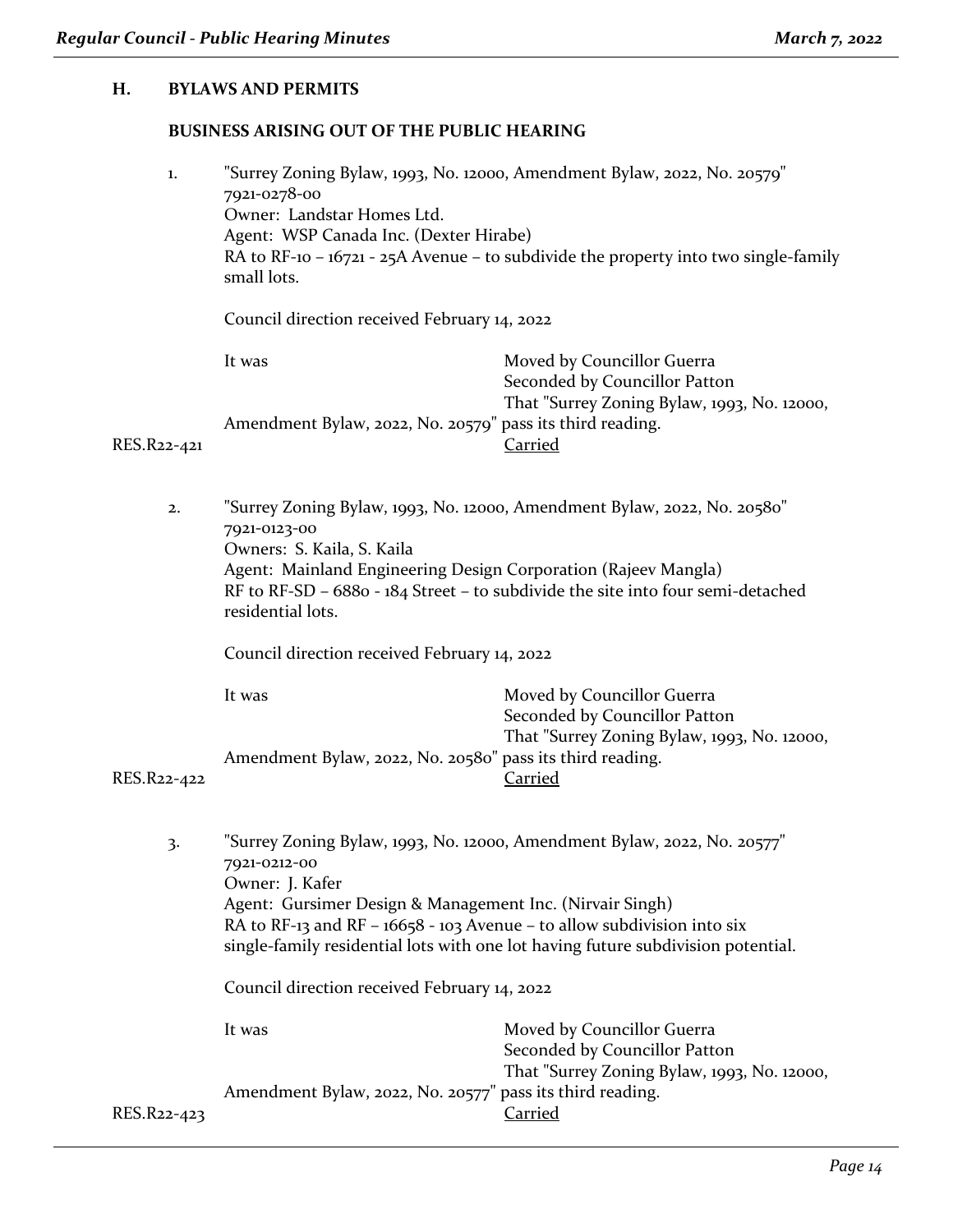## H. BYLAWS AND PERMITS

### BUSINESS ARISING OUT OF THE PUBLIC HEARING

1. "Surrey Zoning Bylaw, 1993, No. 12000, Amendment Bylaw, 2022, No. 20579"
   7921-0278-00
   Owner: Landstar Homes Ltd.
   Agent: WSP Canada Inc. (Dexter Hirabe)
   RA to RF-10 – 16721 - 25A Avenue – to subdivide the property into two single-family small lots.

   Council direction received February 14, 2022

   It was Moved by Councillor Guerra
   Seconded by Councillor Patton
   That "Surrey Zoning Bylaw, 1993, No. 12000, Amendment Bylaw, 2022, No. 20579" pass its third reading.

   RES.R22-421 Carried

2. "Surrey Zoning Bylaw, 1993, No. 12000, Amendment Bylaw, 2022, No. 20580"
   7921-0123-00
   Owners: S. Kaila, S. Kaila
   Agent: Mainland Engineering Design Corporation (Rajeev Mangla)
   RF to RF-SD – 6880 - 184 Street – to subdivide the site into four semi-detached residential lots.

   Council direction received February 14, 2022

   It was Moved by Councillor Guerra
   Seconded by Councillor Patton
   That "Surrey Zoning Bylaw, 1993, No. 12000, Amendment Bylaw, 2022, No. 20580" pass its third reading.

   RES.R22-422 Carried

3. "Surrey Zoning Bylaw, 1993, No. 12000, Amendment Bylaw, 2022, No. 20577"
   7921-0212-00
   Owner: J. Kafer
   Agent: Gursimer Design & Management Inc. (Nirvair Singh)
   RA to RF-13 and RF – 16658 - 103 Avenue – to allow subdivision into six single-family residential lots with one lot having future subdivision potential.

   Council direction received February 14, 2022

   It was Moved by Councillor Guerra
   Seconded by Councillor Patton
   That "Surrey Zoning Bylaw, 1993, No. 12000, Amendment Bylaw, 2022, No. 20577" pass its third reading.

   RES.R22-423 Carried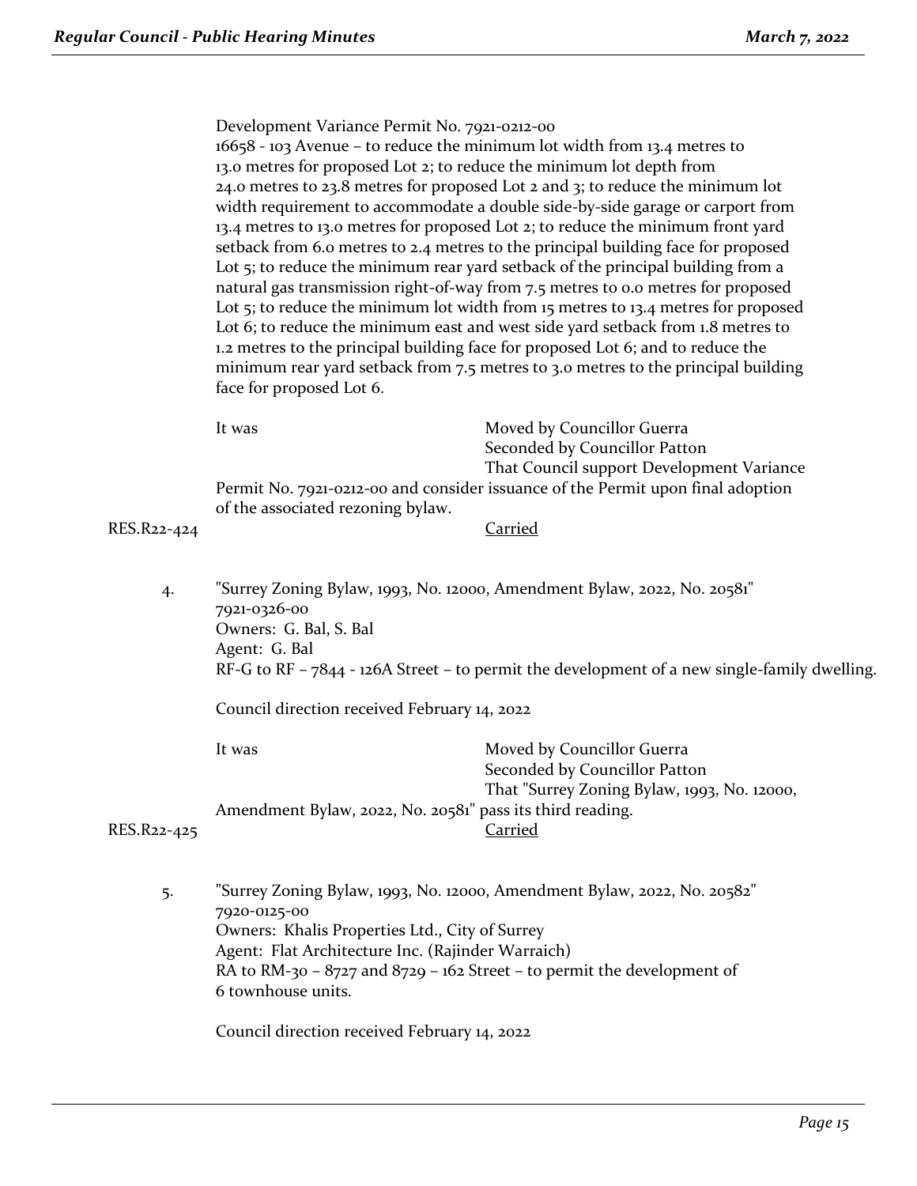Development Variance Permit No. 7921-0212-00
16658 - 103 Avenue – to reduce the minimum lot width from 13.4 metres to 13.0 metres for proposed Lot 2; to reduce the minimum lot depth from 24.0 metres to 23.8 metres for proposed Lot 2 and 3; to reduce the minimum lot width requirement to accommodate a double side-by-side garage or carport from 13.4 metres to 13.0 metres for proposed Lot 2; to reduce the minimum front yard setback from 6.0 metres to 2.4 metres to the principal building face for proposed Lot 5; to reduce the minimum rear yard setback of the principal building from a natural gas transmission right-of-way from 7.5 metres to 0.0 metres for proposed Lot 5; to reduce the minimum lot width from 15 metres to 13.4 metres for proposed Lot 6; to reduce the minimum east and west side yard setback from 1.8 metres to 1.2 metres to the principal building face for proposed Lot 6; and to reduce the minimum rear yard setback from 7.5 metres to 3.0 metres to the principal building face for proposed Lot 6.

It was Moved by Councillor Guerra
Seconded by Councillor Patton
That Council support Development Variance Permit No. 7921-0212-00 and consider issuance of the Permit upon final adoption of the associated rezoning bylaw.

RES.R22-424 Carried

4. "Surrey Zoning Bylaw, 1993, No. 12000, Amendment Bylaw, 2022, No. 20581"
7921-0326-00
Owners: G. Bal, S. Bal
Agent: G. Bal
RF-G to RF – 7844 - 126A Street – to permit the development of a new single-family dwelling.

Council direction received February 14, 2022

It was Moved by Councillor Guerra
Seconded by Councillor Patton
That "Surrey Zoning Bylaw, 1993, No. 12000, Amendment Bylaw, 2022, No. 20581" pass its third reading.

RES.R22-425 Carried

5. "Surrey Zoning Bylaw, 1993, No. 12000, Amendment Bylaw, 2022, No. 20582"
7920-0125-00
Owners: Khalis Properties Ltd., City of Surrey
Agent: Flat Architecture Inc. (Rajinder Warraich)
RA to RM-30 – 8727 and 8729 – 162 Street – to permit the development of 6 townhouse units.

Council direction received February 14, 2022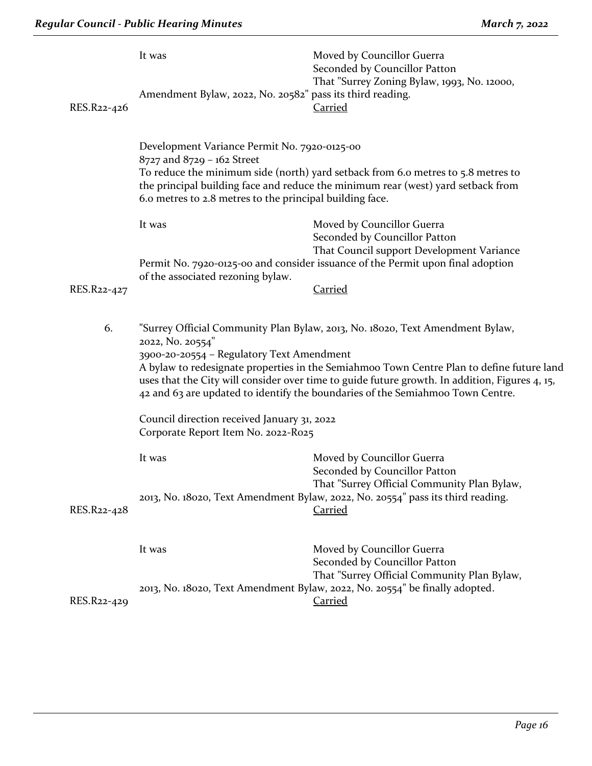It was Moved by Councillor Guerra
Seconded by Councillor Patton
That "Surrey Zoning Bylaw, 1993, No. 12000, Amendment Bylaw, 2022, No. 20582" pass its third reading.

RES.R22-426 Carried

Development Variance Permit No. 7920-0125-00
8727 and 8729 – 162 Street
To reduce the minimum side (north) yard setback from 6.0 metres to 5.8 metres to the principal building face and reduce the minimum rear (west) yard setback from 6.0 metres to 2.8 metres to the principal building face.

It was Moved by Councillor Guerra
Seconded by Councillor Patton
That Council support Development Variance Permit No. 7920-0125-00 and consider issuance of the Permit upon final adoption of the associated rezoning bylaw.

RES.R22-427 Carried

6. "Surrey Official Community Plan Bylaw, 2013, No. 18020, Text Amendment Bylaw, 2022, No. 20554"
3900-20-20554 – Regulatory Text Amendment
A bylaw to redesignate properties in the Semiahmoo Town Centre Plan to define future land uses that the City will consider over time to guide future growth. In addition, Figures 4, 15, 42 and 63 are updated to identify the boundaries of the Semiahmoo Town Centre.

Council direction received January 31, 2022
Corporate Report Item No. 2022-R025

It was Moved by Councillor Guerra
Seconded by Councillor Patton
That "Surrey Official Community Plan Bylaw, 2013, No. 18020, Text Amendment Bylaw, 2022, No. 20554" pass its third reading.

RES.R22-428 Carried

It was Moved by Councillor Guerra
Seconded by Councillor Patton
That "Surrey Official Community Plan Bylaw, 2013, No. 18020, Text Amendment Bylaw, 2022, No. 20554" be finally adopted.

RES.R22-429 Carried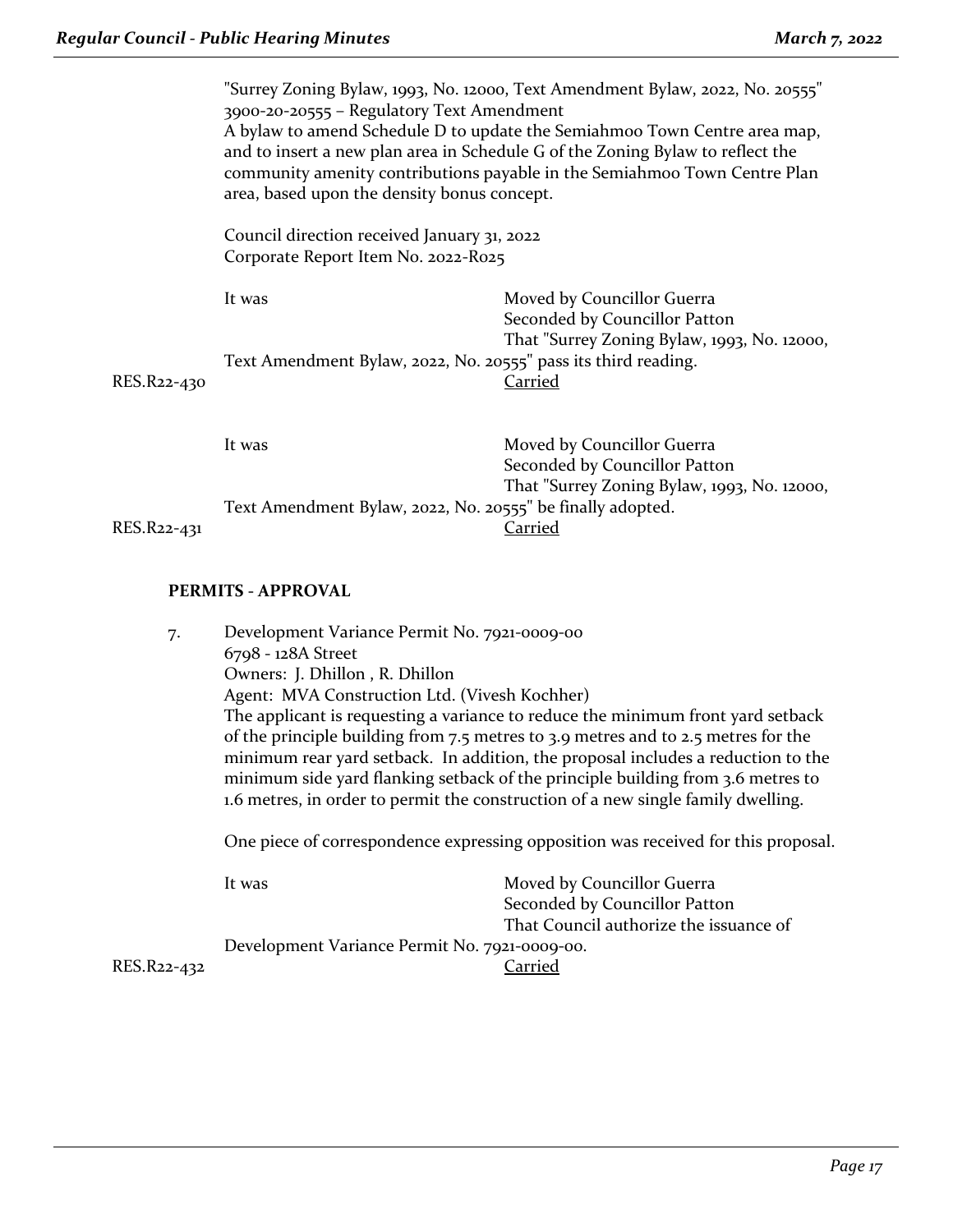"Surrey Zoning Bylaw, 1993, No. 12000, Text Amendment Bylaw, 2022, No. 20555"
3900-20-20555 – Regulatory Text Amendment
A bylaw to amend Schedule D to update the Semiahmoo Town Centre area map, and to insert a new plan area in Schedule G of the Zoning Bylaw to reflect the community amenity contributions payable in the Semiahmoo Town Centre Plan area, based upon the density bonus concept.

Council direction received January 31, 2022
Corporate Report Item No. 2022-R025

It was Moved by Councillor Guerra
Seconded by Councillor Patton
That "Surrey Zoning Bylaw, 1993, No. 12000, Text Amendment Bylaw, 2022, No. 20555" pass its third reading.

RES.R22-430 Carried

It was Moved by Councillor Guerra
Seconded by Councillor Patton
That "Surrey Zoning Bylaw, 1993, No. 12000, Text Amendment Bylaw, 2022, No. 20555" be finally adopted.

RES.R22-431 Carried

**PERMITS - APPROVAL**

7. Development Variance Permit No. 7921-0009-00
6798 - 128A Street
Owners: J. Dhillon , R. Dhillon
Agent: MVA Construction Ltd. (Vivesh Kochher)
The applicant is requesting a variance to reduce the minimum front yard setback of the principle building from 7.5 metres to 3.9 metres and to 2.5 metres for the minimum rear yard setback. In addition, the proposal includes a reduction to the minimum side yard flanking setback of the principle building from 3.6 metres to 1.6 metres, in order to permit the construction of a new single family dwelling.

One piece of correspondence expressing opposition was received for this proposal.

It was Moved by Councillor Guerra
Seconded by Councillor Patton
That Council authorize the issuance of Development Variance Permit No. 7921-0009-00.

RES.R22-432 Carried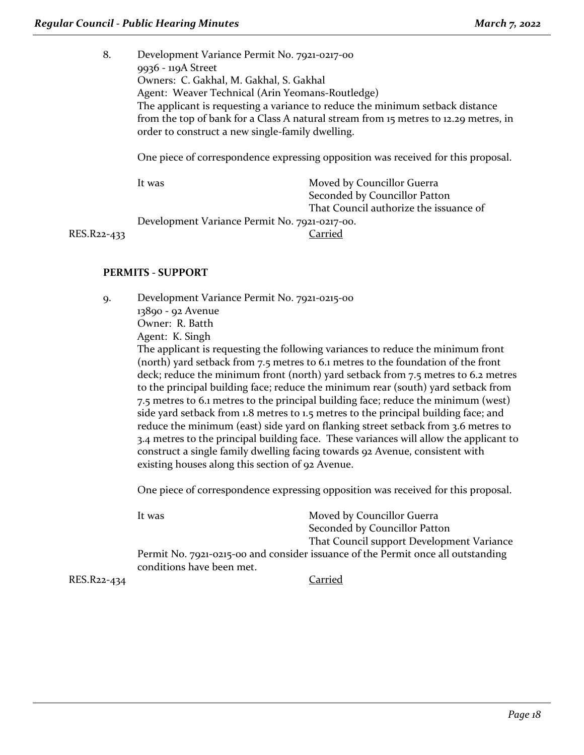8. Development Variance Permit No. 7921-0217-00
   9936 - 119A Street
   Owners: C. Gakhal, M. Gakhal, S. Gakhal
   Agent: Weaver Technical (Arin Yeomans-Routledge)
   The applicant is requesting a variance to reduce the minimum setback distance from the top of bank for a Class A natural stream from 15 metres to 12.29 metres, in order to construct a new single-family dwelling.

   One piece of correspondence expressing opposition was received for this proposal.

   It was Moved by Councillor Guerra
   Seconded by Councillor Patton
   That Council authorize the issuance of Development Variance Permit No. 7921-0217-00.

RES.R22-433 Carried

**PERMITS - SUPPORT**

9. Development Variance Permit No. 7921-0215-00
   13890 - 92 Avenue
   Owner: R. Batth
   Agent: K. Singh
   The applicant is requesting the following variances to reduce the minimum front (north) yard setback from 7.5 metres to 6.1 metres to the foundation of the front deck; reduce the minimum front (north) yard setback from 7.5 metres to 6.2 metres to the principal building face; reduce the minimum rear (south) yard setback from 7.5 metres to 6.1 metres to the principal building face; reduce the minimum (west) side yard setback from 1.8 metres to 1.5 metres to the principal building face; and reduce the minimum (east) side yard on flanking street setback from 3.6 metres to 3.4 metres to the principal building face. These variances will allow the applicant to construct a single family dwelling facing towards 92 Avenue, consistent with existing houses along this section of 92 Avenue.

   One piece of correspondence expressing opposition was received for this proposal.

   It was Moved by Councillor Guerra
   Seconded by Councillor Patton
   That Council support Development Variance Permit No. 7921-0215-00 and consider issuance of the Permit once all outstanding conditions have been met.

RES.R22-434 Carried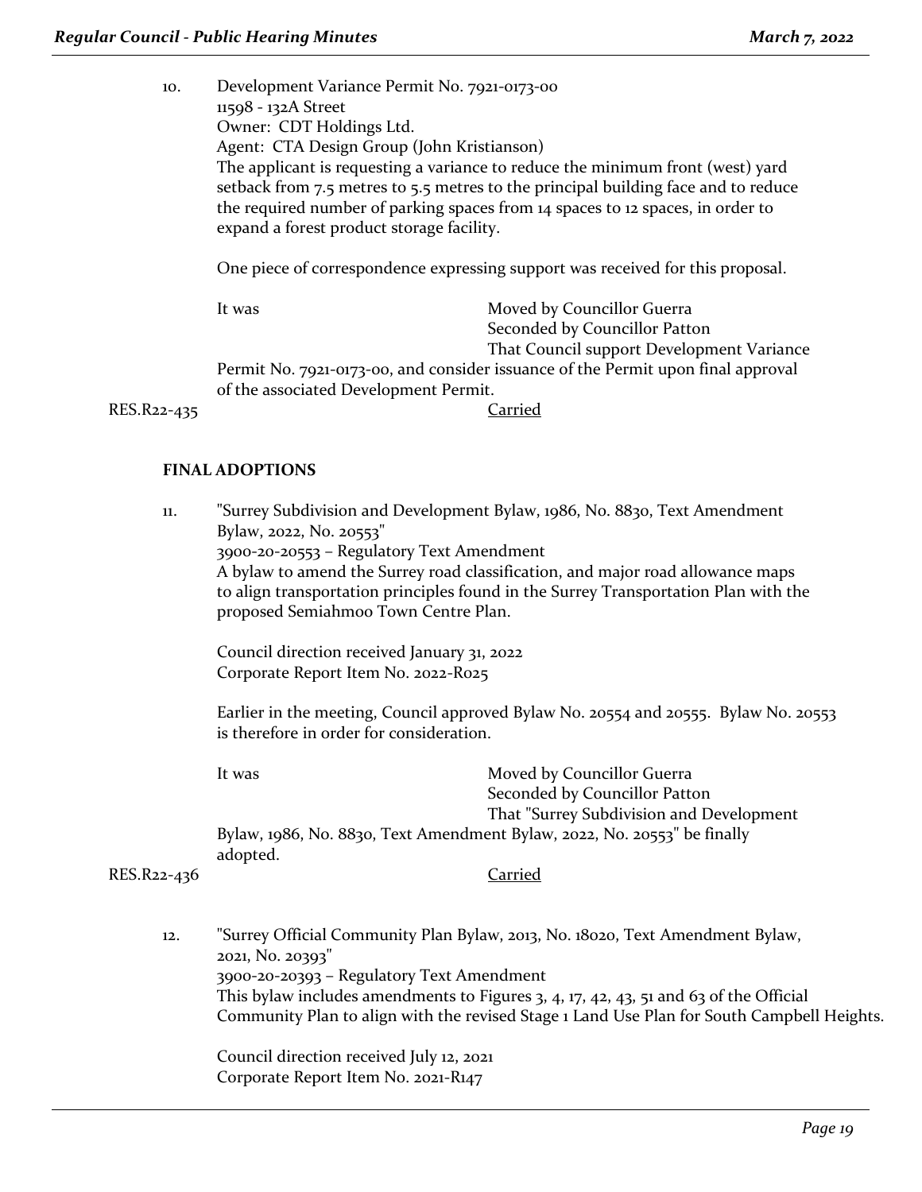10. Development Variance Permit No. 7921-0173-00
 11598 - 132A Street
 Owner: CDT Holdings Ltd.
 Agent: CTA Design Group (John Kristianson)
 The applicant is requesting a variance to reduce the minimum front (west) yard setback from 7.5 metres to 5.5 metres to the principal building face and to reduce the required number of parking spaces from 14 spaces to 12 spaces, in order to expand a forest product storage facility.

 One piece of correspondence expressing support was received for this proposal.

 It was Moved by Councillor Guerra
 Seconded by Councillor Patton
 That Council support Development Variance Permit No. 7921-0173-00, and consider issuance of the Permit upon final approval of the associated Development Permit.

RES.R22-435 Carried

**FINAL ADOPTIONS**

11. "Surrey Subdivision and Development Bylaw, 1986, No. 8830, Text Amendment Bylaw, 2022, No. 20553"
 3900-20-20553 – Regulatory Text Amendment
 A bylaw to amend the Surrey road classification, and major road allowance maps to align transportation principles found in the Surrey Transportation Plan with the proposed Semiahmoo Town Centre Plan.

 Council direction received January 31, 2022
 Corporate Report Item No. 2022-R025

 Earlier in the meeting, Council approved Bylaw No. 20554 and 20555. Bylaw No. 20553 is therefore in order for consideration.

 It was Moved by Councillor Guerra
 Seconded by Councillor Patton
 That "Surrey Subdivision and Development Bylaw, 1986, No. 8830, Text Amendment Bylaw, 2022, No. 20553" be finally adopted.

RES.R22-436 Carried

12. "Surrey Official Community Plan Bylaw, 2013, No. 18020, Text Amendment Bylaw, 2021, No. 20393"
 3900-20-20393 – Regulatory Text Amendment
 This bylaw includes amendments to Figures 3, 4, 17, 42, 43, 51 and 63 of the Official Community Plan to align with the revised Stage 1 Land Use Plan for South Campbell Heights.

 Council direction received July 12, 2021
 Corporate Report Item No. 2021-R147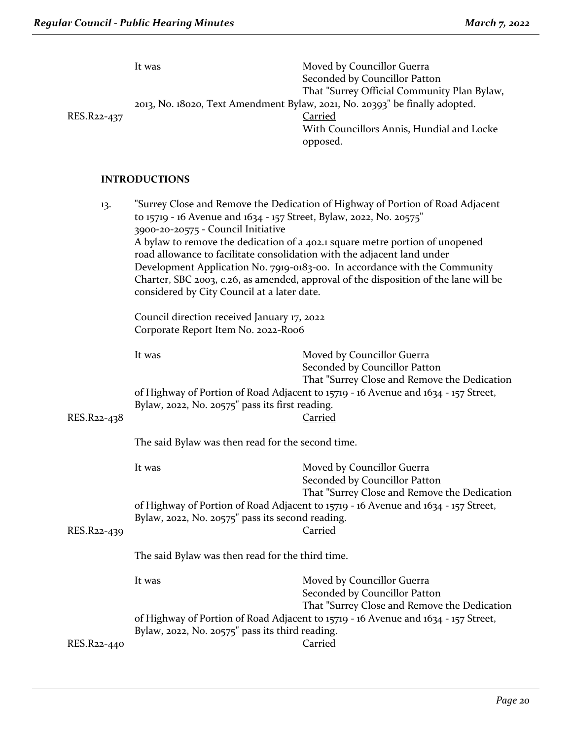It was Moved by Councillor Guerra
Seconded by Councillor Patton
That "Surrey Official Community Plan Bylaw, 2013, No. 18020, Text Amendment Bylaw, 2021, No. 20393" be finally adopted.

RES.R22-437 Carried
With Councillors Annis, Hundial and Locke opposed.

**INTRODUCTIONS**

13. "Surrey Close and Remove the Dedication of Highway of Portion of Road Adjacent to 15719 - 16 Avenue and 1634 - 157 Street, Bylaw, 2022, No. 20575"
3900-20-20575 - Council Initiative
A bylaw to remove the dedication of a 402.1 square metre portion of unopened road allowance to facilitate consolidation with the adjacent land under Development Application No. 7919-0183-00. In accordance with the Community Charter, SBC 2003, c.26, as amended, approval of the disposition of the lane will be considered by City Council at a later date.

Council direction received January 17, 2022
Corporate Report Item No. 2022-R006

It was Moved by Councillor Guerra
Seconded by Councillor Patton
That "Surrey Close and Remove the Dedication of Highway of Portion of Road Adjacent to 15719 - 16 Avenue and 1634 - 157 Street, Bylaw, 2022, No. 20575" pass its first reading.

RES.R22-438 Carried

The said Bylaw was then read for the second time.

It was Moved by Councillor Guerra
Seconded by Councillor Patton
That "Surrey Close and Remove the Dedication of Highway of Portion of Road Adjacent to 15719 - 16 Avenue and 1634 - 157 Street, Bylaw, 2022, No. 20575" pass its second reading.

RES.R22-439 Carried

The said Bylaw was then read for the third time.

It was Moved by Councillor Guerra
Seconded by Councillor Patton
That "Surrey Close and Remove the Dedication of Highway of Portion of Road Adjacent to 15719 - 16 Avenue and 1634 - 157 Street, Bylaw, 2022, No. 20575" pass its third reading.

RES.R22-440 Carried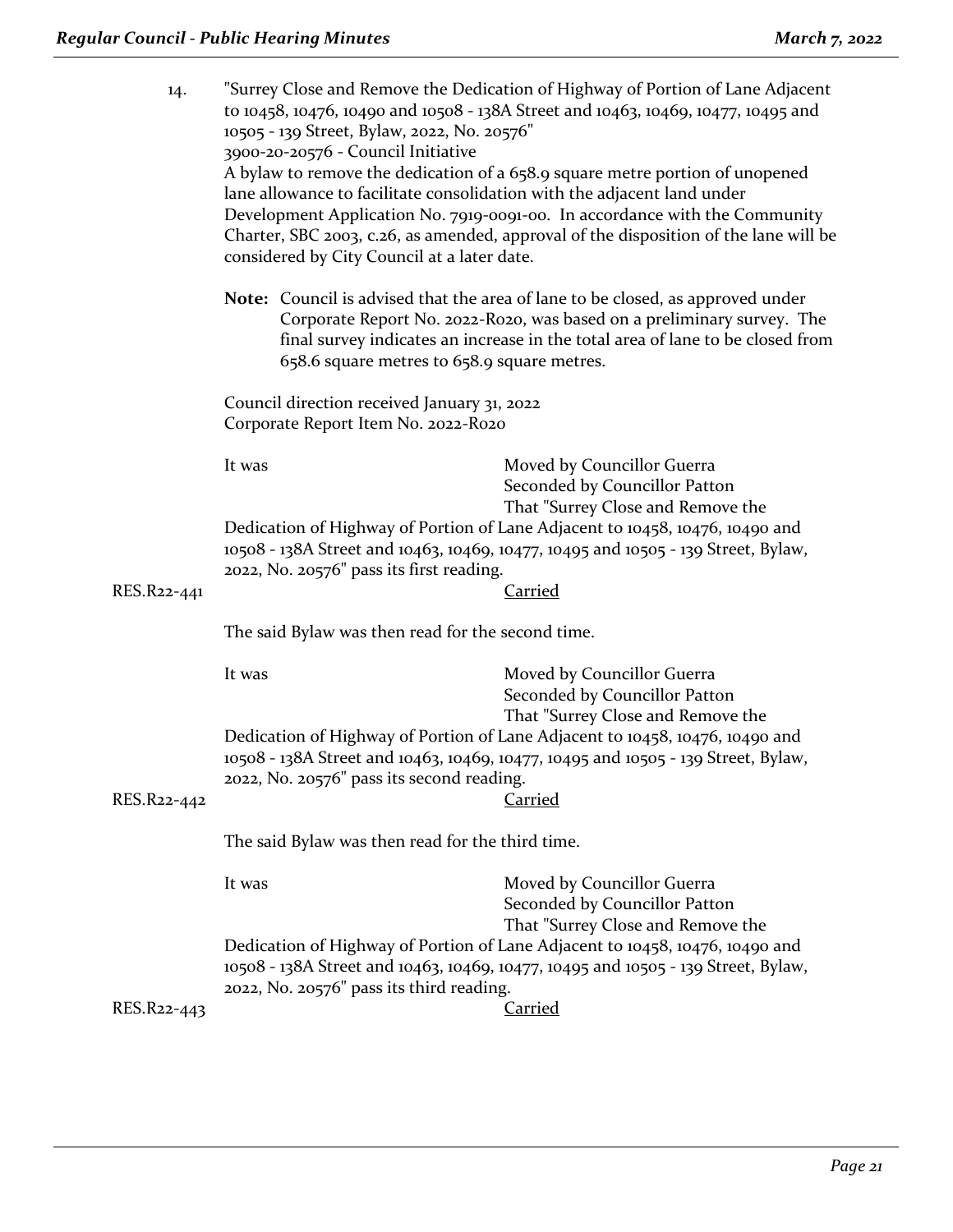14. "Surrey Close and Remove the Dedication of Highway of Portion of Lane Adjacent to 10458, 10476, 10490 and 10508 - 138A Street and 10463, 10469, 10477, 10495 and 10505 - 139 Street, Bylaw, 2022, No. 20576"
3900-20-20576 - Council Initiative
A bylaw to remove the dedication of a 658.9 square metre portion of unopened lane allowance to facilitate consolidation with the adjacent land under Development Application No. 7919-0091-00. In accordance with the Community Charter, SBC 2003, c.26, as amended, approval of the disposition of the lane will be considered by City Council at a later date.

**Note:** Council is advised that the area of lane to be closed, as approved under Corporate Report No. 2022-R020, was based on a preliminary survey. The final survey indicates an increase in the total area of lane to be closed from 658.6 square metres to 658.9 square metres.

Council direction received January 31, 2022
Corporate Report Item No. 2022-R020

It was Moved by Councillor Guerra
Seconded by Councillor Patton
That "Surrey Close and Remove the Dedication of Highway of Portion of Lane Adjacent to 10458, 10476, 10490 and 10508 - 138A Street and 10463, 10469, 10477, 10495 and 10505 - 139 Street, Bylaw, 2022, No. 20576" pass its first reading.

RES.R22-441 Carried

The said Bylaw was then read for the second time.

It was Moved by Councillor Guerra
Seconded by Councillor Patton
That "Surrey Close and Remove the Dedication of Highway of Portion of Lane Adjacent to 10458, 10476, 10490 and 10508 - 138A Street and 10463, 10469, 10477, 10495 and 10505 - 139 Street, Bylaw, 2022, No. 20576" pass its second reading.

RES.R22-442 Carried

The said Bylaw was then read for the third time.

It was Moved by Councillor Guerra
Seconded by Councillor Patton
That "Surrey Close and Remove the Dedication of Highway of Portion of Lane Adjacent to 10458, 10476, 10490 and 10508 - 138A Street and 10463, 10469, 10477, 10495 and 10505 - 139 Street, Bylaw, 2022, No. 20576" pass its third reading.

RES.R22-443 Carried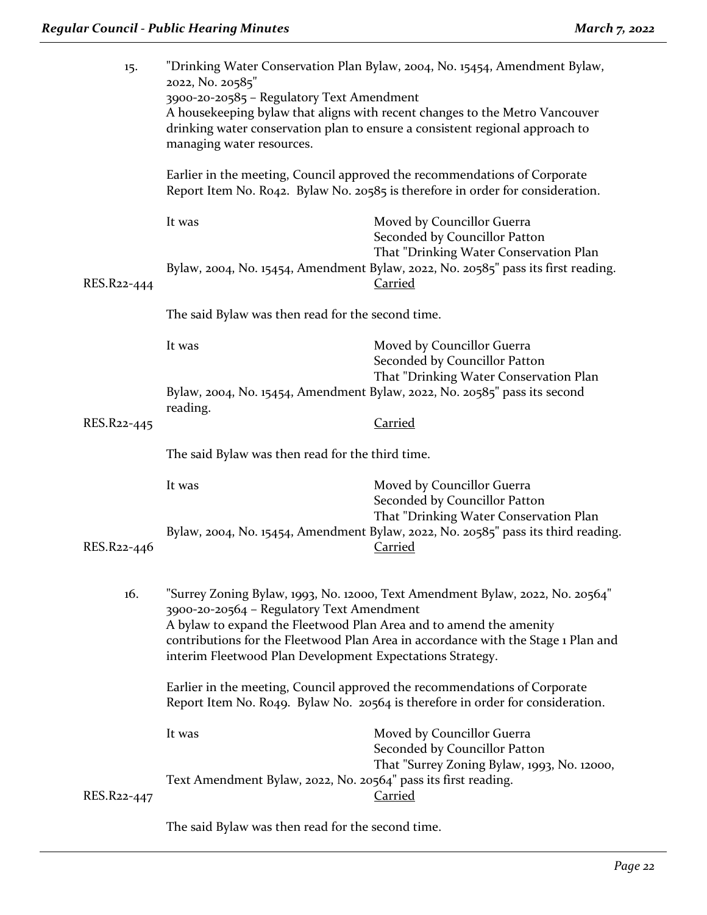15. "Drinking Water Conservation Plan Bylaw, 2004, No. 15454, Amendment Bylaw, 2022, No. 20585"
3900-20-20585 – Regulatory Text Amendment
A housekeeping bylaw that aligns with recent changes to the Metro Vancouver drinking water conservation plan to ensure a consistent regional approach to managing water resources.

Earlier in the meeting, Council approved the recommendations of Corporate Report Item No. R042. Bylaw No. 20585 is therefore in order for consideration.

It was Moved by Councillor Guerra
Seconded by Councillor Patton
That "Drinking Water Conservation Plan Bylaw, 2004, No. 15454, Amendment Bylaw, 2022, No. 20585" pass its first reading.

RES.R22-444 Carried

The said Bylaw was then read for the second time.

It was Moved by Councillor Guerra
Seconded by Councillor Patton
That "Drinking Water Conservation Plan Bylaw, 2004, No. 15454, Amendment Bylaw, 2022, No. 20585" pass its second reading.

RES.R22-445 Carried

The said Bylaw was then read for the third time.

It was Moved by Councillor Guerra
Seconded by Councillor Patton
That "Drinking Water Conservation Plan Bylaw, 2004, No. 15454, Amendment Bylaw, 2022, No. 20585" pass its third reading.

RES.R22-446 Carried

16. "Surrey Zoning Bylaw, 1993, No. 12000, Text Amendment Bylaw, 2022, No. 20564"
3900-20-20564 – Regulatory Text Amendment
A bylaw to expand the Fleetwood Plan Area and to amend the amenity contributions for the Fleetwood Plan Area in accordance with the Stage 1 Plan and interim Fleetwood Plan Development Expectations Strategy.

Earlier in the meeting, Council approved the recommendations of Corporate Report Item No. R049. Bylaw No. 20564 is therefore in order for consideration.

It was Moved by Councillor Guerra
Seconded by Councillor Patton
That "Surrey Zoning Bylaw, 1993, No. 12000, Text Amendment Bylaw, 2022, No. 20564" pass its first reading.

RES.R22-447 Carried

The said Bylaw was then read for the second time.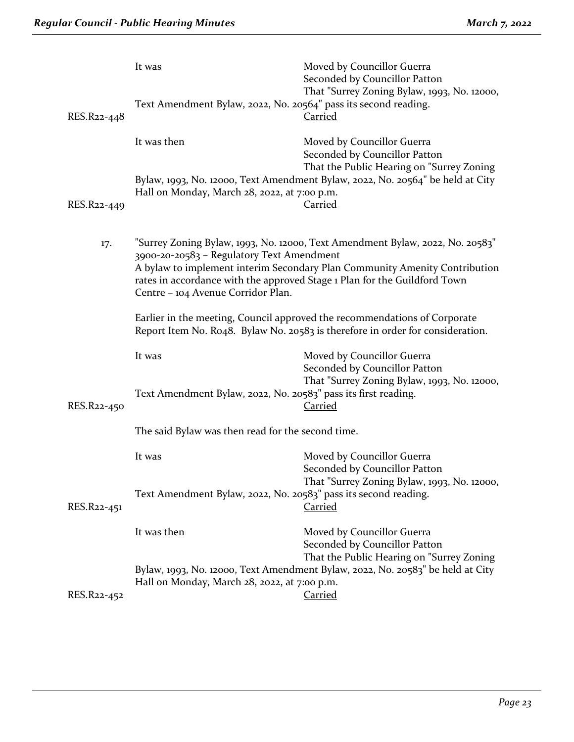It was Moved by Councillor Guerra
Seconded by Councillor Patton
That "Surrey Zoning Bylaw, 1993, No. 12000, Text Amendment Bylaw, 2022, No. 20564" pass its second reading.

RES.R22-448 Carried

It was then Moved by Councillor Guerra
Seconded by Councillor Patton
That the Public Hearing on "Surrey Zoning Bylaw, 1993, No. 12000, Text Amendment Bylaw, 2022, No. 20564" be held at City Hall on Monday, March 28, 2022, at 7:00 p.m.

RES.R22-449 Carried

17. "Surrey Zoning Bylaw, 1993, No. 12000, Text Amendment Bylaw, 2022, No. 20583"
3900-20-20583 – Regulatory Text Amendment
A bylaw to implement interim Secondary Plan Community Amenity Contribution rates in accordance with the approved Stage 1 Plan for the Guildford Town Centre – 104 Avenue Corridor Plan.

Earlier in the meeting, Council approved the recommendations of Corporate Report Item No. R048. Bylaw No. 20583 is therefore in order for consideration.

It was Moved by Councillor Guerra
Seconded by Councillor Patton
That "Surrey Zoning Bylaw, 1993, No. 12000, Text Amendment Bylaw, 2022, No. 20583" pass its first reading.

RES.R22-450 Carried

The said Bylaw was then read for the second time.

It was Moved by Councillor Guerra
Seconded by Councillor Patton
That "Surrey Zoning Bylaw, 1993, No. 12000, Text Amendment Bylaw, 2022, No. 20583" pass its second reading.

RES.R22-451 Carried

It was then Moved by Councillor Guerra
Seconded by Councillor Patton
That the Public Hearing on "Surrey Zoning Bylaw, 1993, No. 12000, Text Amendment Bylaw, 2022, No. 20583" be held at City Hall on Monday, March 28, 2022, at 7:00 p.m.

RES.R22-452 Carried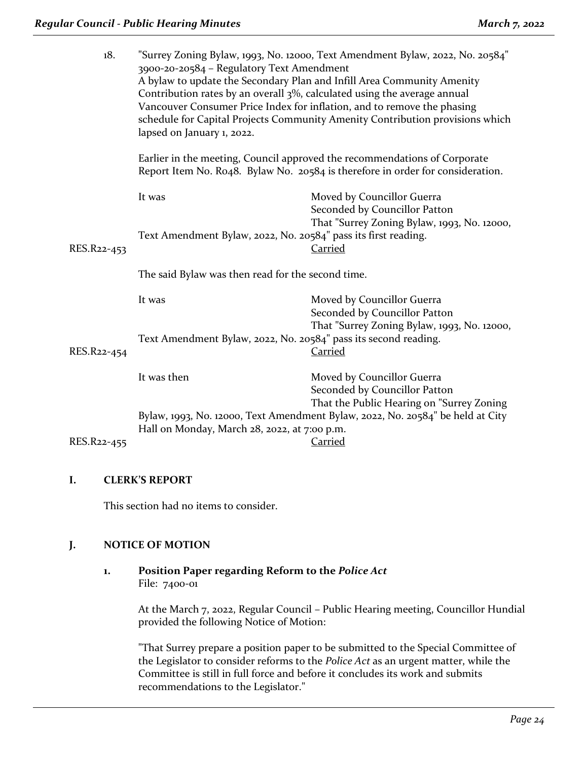18. "Surrey Zoning Bylaw, 1993, No. 12000, Text Amendment Bylaw, 2022, No. 20584"
3900-20-20584 – Regulatory Text Amendment
A bylaw to update the Secondary Plan and Infill Area Community Amenity Contribution rates by an overall 3%, calculated using the average annual Vancouver Consumer Price Index for inflation, and to remove the phasing schedule for Capital Projects Community Amenity Contribution provisions which lapsed on January 1, 2022.

Earlier in the meeting, Council approved the recommendations of Corporate Report Item No. R048. Bylaw No. 20584 is therefore in order for consideration.

It was Moved by Councillor Guerra
Seconded by Councillor Patton
That "Surrey Zoning Bylaw, 1993, No. 12000, Text Amendment Bylaw, 2022, No. 20584" pass its first reading.

RES.R22-453 Carried

The said Bylaw was then read for the second time.

It was Moved by Councillor Guerra
Seconded by Councillor Patton
That "Surrey Zoning Bylaw, 1993, No. 12000, Text Amendment Bylaw, 2022, No. 20584" pass its second reading.

RES.R22-454 Carried

It was then Moved by Councillor Guerra
Seconded by Councillor Patton
That the Public Hearing on "Surrey Zoning Bylaw, 1993, No. 12000, Text Amendment Bylaw, 2022, No. 20584" be held at City Hall on Monday, March 28, 2022, at 7:00 p.m.

RES.R22-455 Carried

## I. CLERK'S REPORT

This section had no items to consider.

## J. NOTICE OF MOTION

### 1. Position Paper regarding Reform to the *Police Act*

File: 7400-01

At the March 7, 2022, Regular Council – Public Hearing meeting, Councillor Hundial provided the following Notice of Motion:

"That Surrey prepare a position paper to be submitted to the Special Committee of the Legislator to consider reforms to the *Police Act* as an urgent matter, while the Committee is still in full force and before it concludes its work and submits recommendations to the Legislator."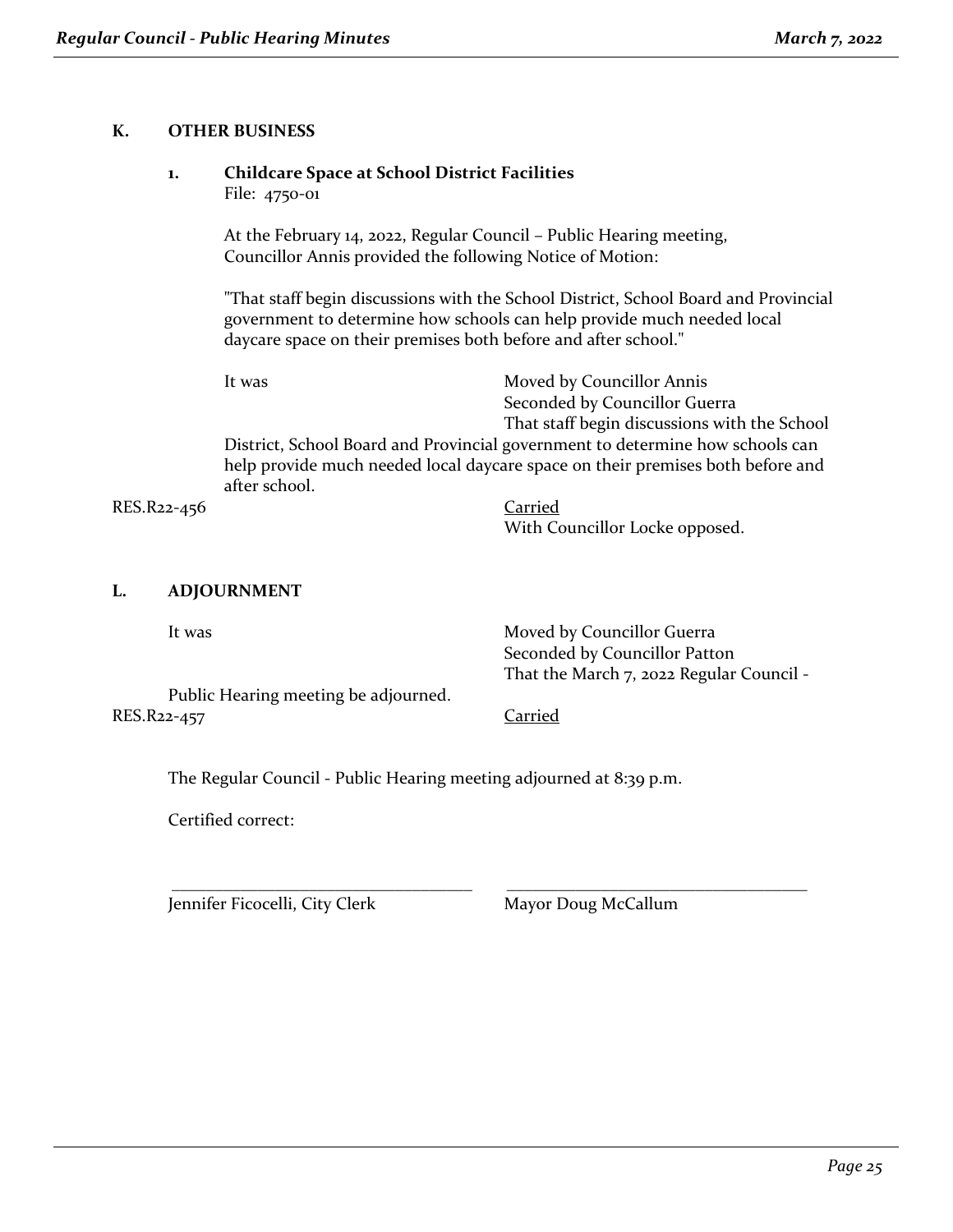## K. OTHER BUSINESS

### 1. Childcare Space at School District Facilities

File: 4750-01

At the February 14, 2022, Regular Council – Public Hearing meeting, Councillor Annis provided the following Notice of Motion:

"That staff begin discussions with the School District, School Board and Provincial government to determine how schools can help provide much needed local daycare space on their premises both before and after school."

It was Moved by Councillor Annis
Seconded by Councillor Guerra
That staff begin discussions with the School District, School Board and Provincial government to determine how schools can help provide much needed local daycare space on their premises both before and after school.

RES.R22-456 Carried
With Councillor Locke opposed.

## L. ADJOURNMENT

It was Moved by Councillor Guerra
Seconded by Councillor Patton
That the March 7, 2022 Regular Council - Public Hearing meeting be adjourned.

RES.R22-457 Carried

The Regular Council - Public Hearing meeting adjourned at 8:39 p.m.

Certified correct:

\_\_\_\_\_\_\_\_\_\_\_\_\_\_\_\_\_\_\_\_\_\_\_\_\_\_\_\_\_\_\_\_
Jennifer Ficocelli, City Clerk

\_\_\_\_\_\_\_\_\_\_\_\_\_\_\_\_\_\_\_\_\_\_\_\_\_\_\_\_\_\_\_\_
Mayor Doug McCallum